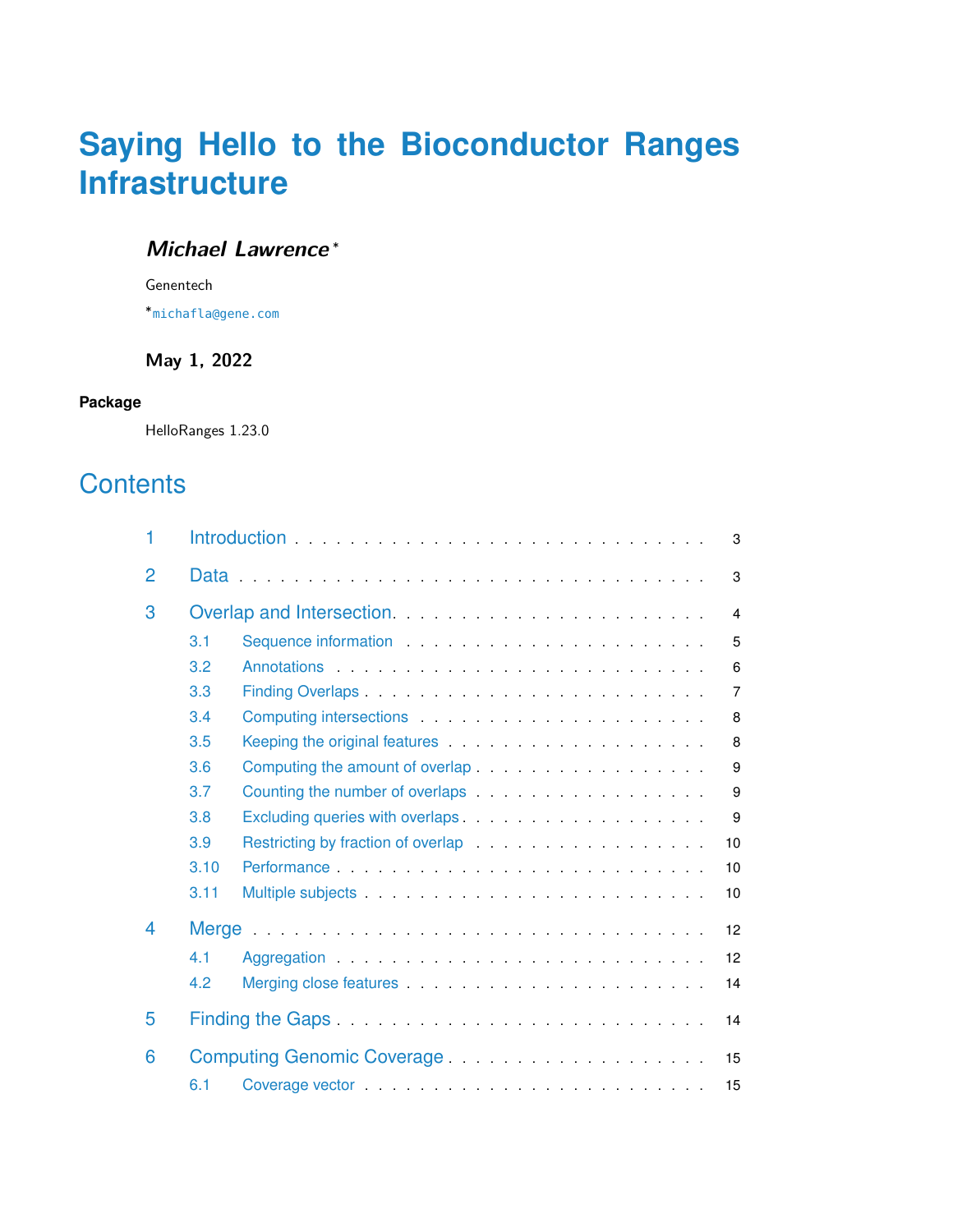# Saying Hello to the Bioconductor Ranges Infrastructure

***Michael Lawrence*** [*]

Genentech

[*] michafla@gene.com

**May 1, 2022**

**Package**

HelloRanges 1.23.0

## Contents

| | | |
|---|---|---|
| 1 | Introduction | 3 |
| 2 | Data | 3 |
| 3 | Overlap and Intersection | 4 |
| 3.1 | Sequence information | 5 |
| 3.2 | Annotations | 6 |
| 3.3 | Finding Overlaps | 7 |
| 3.4 | Computing intersections | 8 |
| 3.5 | Keeping the original features | 8 |
| 3.6 | Computing the amount of overlap | 9 |
| 3.7 | Counting the number of overlaps | 9 |
| 3.8 | Excluding queries with overlaps | 9 |
| 3.9 | Restricting by fraction of overlap | 10 |
| 3.10 | Performance | 10 |
| 3.11 | Multiple subjects | 10 |
| 4 | Merge | 12 |
| 4.1 | Aggregation | 12 |
| 4.2 | Merging close features | 14 |
| 5 | Finding the Gaps | 14 |
| 6 | Computing Genomic Coverage | 15 |
| 6.1 | Coverage vector | 15 |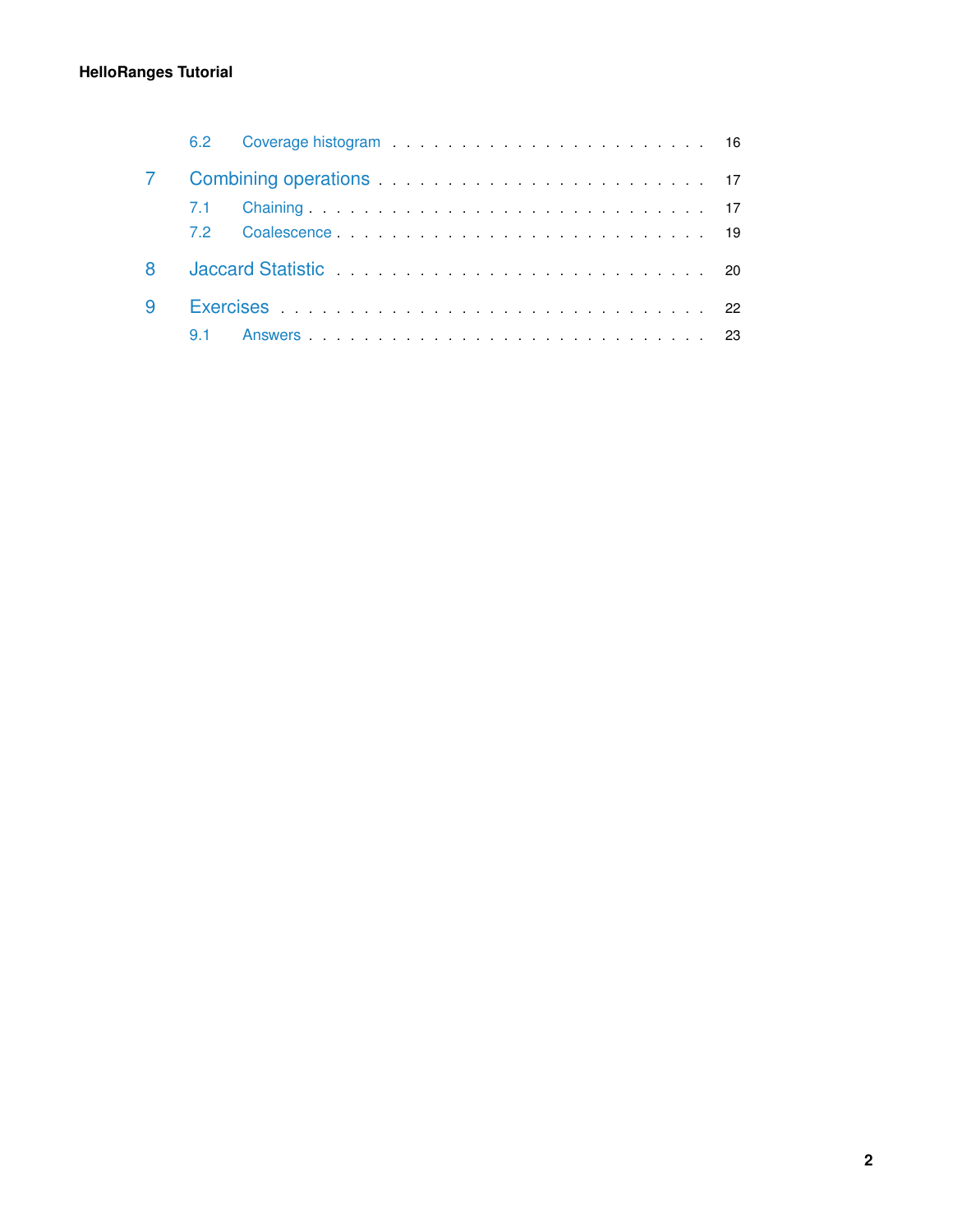6.2 Coverage histogram . . . . . . . . . . . . . . . . . . . . . . 16

7 Combining operations . . . . . . . . . . . . . . . . . . . . . . 17

7.1 Chaining . . . . . . . . . . . . . . . . . . . . . . . . . . 17

7.2 Coalescence . . . . . . . . . . . . . . . . . . . . . . . . . 19

8 Jaccard Statistic . . . . . . . . . . . . . . . . . . . . . . . . 20

9 Exercises . . . . . . . . . . . . . . . . . . . . . . . . . . . . 22

9.1 Answers . . . . . . . . . . . . . . . . . . . . . . . . . . . 23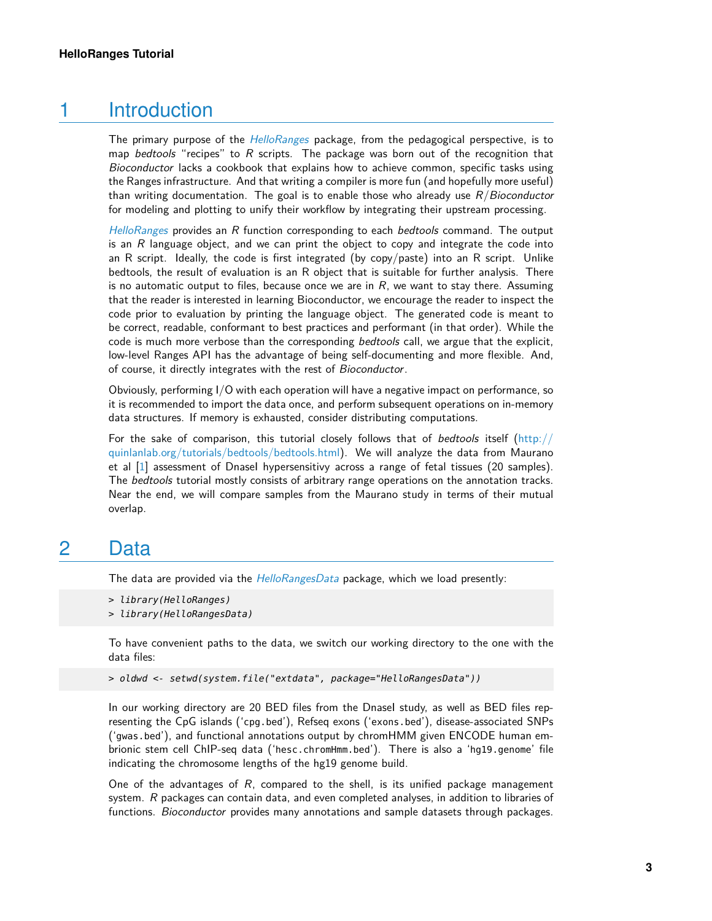# 1 Introduction

The primary purpose of the *HelloRanges* package, from the pedagogical perspective, is to map *bedtools* "recipes" to *R* scripts. The package was born out of the recognition that *Bioconductor* lacks a cookbook that explains how to achieve common, specific tasks using the Ranges infrastructure. And that writing a compiler is more fun (and hopefully more useful) than writing documentation. The goal is to enable those who already use *R*/*Bioconductor* for modeling and plotting to unify their workflow by integrating their upstream processing.

*HelloRanges* provides an *R* function corresponding to each *bedtools* command. The output is an *R* language object, and we can print the object to copy and integrate the code into an R script. Ideally, the code is first integrated (by copy/paste) into an R script. Unlike bedtools, the result of evaluation is an R object that is suitable for further analysis. There is no automatic output to files, because once we are in *R*, we want to stay there. Assuming that the reader is interested in learning Bioconductor, we encourage the reader to inspect the code prior to evaluation by printing the language object. The generated code is meant to be correct, readable, conformant to best practices and performant (in that order). While the code is much more verbose than the corresponding *bedtools* call, we argue that the explicit, low-level Ranges API has the advantage of being self-documenting and more flexible. And, of course, it directly integrates with the rest of *Bioconductor*.

Obviously, performing I/O with each operation will have a negative impact on performance, so it is recommended to import the data once, and perform subsequent operations on in-memory data structures. If memory is exhausted, consider distributing computations.

For the sake of comparison, this tutorial closely follows that of *bedtools* itself (http://quinlanlab.org/tutorials/bedtools/bedtools.html). We will analyze the data from Maurano et al [1] assessment of DnaseI hypersensitivy across a range of fetal tissues (20 samples). The *bedtools* tutorial mostly consists of arbitrary range operations on the annotation tracks. Near the end, we will compare samples from the Maurano study in terms of their mutual overlap.

# 2 Data

The data are provided via the *HelloRangesData* package, which we load presently:

```
> library(HelloRanges)
> library(HelloRangesData)
```

To have convenient paths to the data, we switch our working directory to the one with the data files:

```
> oldwd <- setwd(system.file("extdata", package="HelloRangesData"))
```

In our working directory are 20 BED files from the DnaseI study, as well as BED files representing the CpG islands ('cpg.bed'), Refseq exons ('exons.bed'), disease-associated SNPs ('gwas.bed'), and functional annotations output by chromHMM given ENCODE human embrionic stem cell ChIP-seq data ('hesc.chromHmm.bed'). There is also a 'hg19.genome' file indicating the chromosome lengths of the hg19 genome build.

One of the advantages of *R*, compared to the shell, is its unified package management system. *R* packages can contain data, and even completed analyses, in addition to libraries of functions. *Bioconductor* provides many annotations and sample datasets through packages.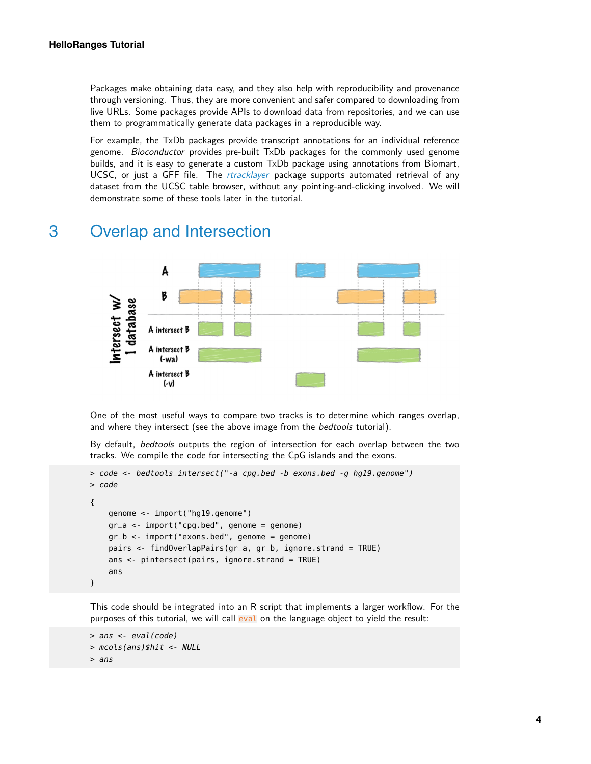Packages make obtaining data easy, and they also help with reproducibility and provenance through versioning. Thus, they are more convenient and safer compared to downloading from live URLs. Some packages provide APIs to download data from repositories, and we can use them to programmatically generate data packages in a reproducible way.

For example, the TxDb packages provide transcript annotations for an individual reference genome. *Bioconductor* provides pre-built TxDb packages for the commonly used genome builds, and it is easy to generate a custom TxDb package using annotations from Biomart, UCSC, or just a GFF file. The *rtracklayer* package supports automated retrieval of any dataset from the UCSC table browser, without any pointing-and-clicking involved. We will demonstrate some of these tools later in the tutorial.

## 3 Overlap and Intersection

One of the most useful ways to compare two tracks is to determine which ranges overlap, and where they intersect (see the above image from the *bedtools* tutorial).

By default, *bedtools* outputs the region of intersection for each overlap between the two tracks. We compile the code for intersecting the CpG islands and the exons.

```
> code <- bedtools_intersect("-a cpg.bed -b exons.bed -g hg19.genome")
> code

{
    genome <- import("hg19.genome")
    gr_a <- import("cpg.bed", genome = genome)
    gr_b <- import("exons.bed", genome = genome)
    pairs <- findOverlapPairs(gr_a, gr_b, ignore.strand = TRUE)
    ans <- pintersect(pairs, ignore.strand = TRUE)
    ans
}
```

This code should be integrated into an R script that implements a larger workflow. For the purposes of this tutorial, we will call `eval` on the language object to yield the result:

```
> ans <- eval(code)
> mcols(ans)$hit <- NULL
> ans
```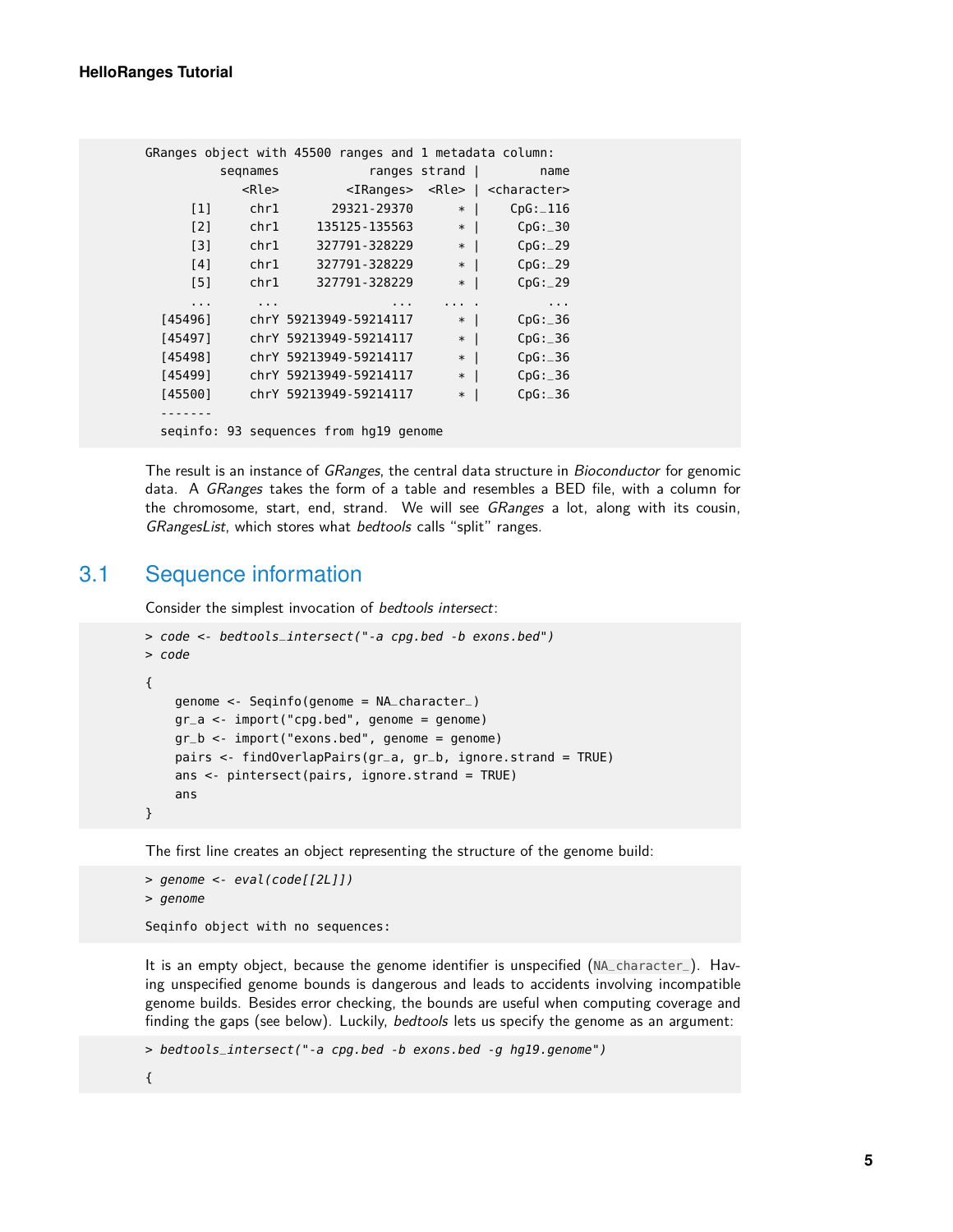```
GRanges object with 45500 ranges and 1 metadata column:
          seqnames            ranges strand |        name
             <Rle>         <IRanges>  <Rle> | <character>
      [1]     chr1       29321-29370      * |    CpG:_116
      [2]     chr1     135125-135563      * |     CpG:_30
      [3]     chr1     327791-328229      * |     CpG:_29
      [4]     chr1     327791-328229      * |     CpG:_29
      [5]     chr1     327791-328229      * |     CpG:_29
      ...      ...               ...    ... .         ...
  [45496]     chrY 59213949-59214117      * |     CpG:_36
  [45497]     chrY 59213949-59214117      * |     CpG:_36
  [45498]     chrY 59213949-59214117      * |     CpG:_36
  [45499]     chrY 59213949-59214117      * |     CpG:_36
  [45500]     chrY 59213949-59214117      * |     CpG:_36
  -------
  seqinfo: 93 sequences from hg19 genome
```

The result is an instance of *GRanges*, the central data structure in *Bioconductor* for genomic data. A *GRanges* takes the form of a table and resembles a BED file, with a column for the chromosome, start, end, strand. We will see *GRanges* a lot, along with its cousin, *GRangesList*, which stores what *bedtools* calls "split" ranges.

## 3.1 Sequence information

Consider the simplest invocation of *bedtools intersect*:

```
> code <- bedtools_intersect("-a cpg.bed -b exons.bed")
> code

{
    genome <- Seqinfo(genome = NA_character_)
    gr_a <- import("cpg.bed", genome = genome)
    gr_b <- import("exons.bed", genome = genome)
    pairs <- findOverlapPairs(gr_a, gr_b, ignore.strand = TRUE)
    ans <- pintersect(pairs, ignore.strand = TRUE)
    ans
}
```

The first line creates an object representing the structure of the genome build:

```
> genome <- eval(code[[2L]])
> genome

Seqinfo object with no sequences:
```

It is an empty object, because the genome identifier is unspecified (`NA_character_`). Having unspecified genome bounds is dangerous and leads to accidents involving incompatible genome builds. Besides error checking, the bounds are useful when computing coverage and finding the gaps (see below). Luckily, *bedtools* lets us specify the genome as an argument:

```
> bedtools_intersect("-a cpg.bed -b exons.bed -g hg19.genome")

{
```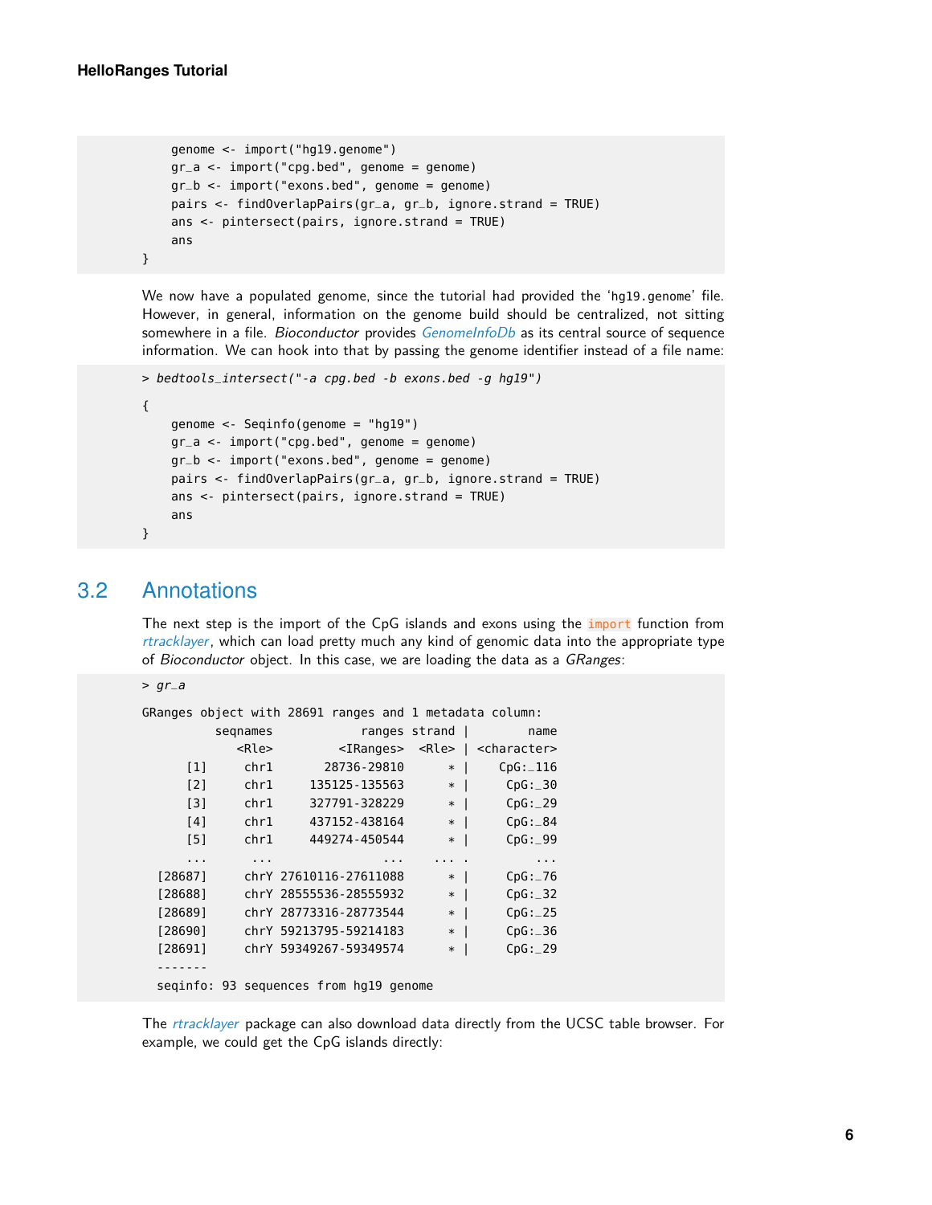```
    genome <- import("hg19.genome")
    gr_a <- import("cpg.bed", genome = genome)
    gr_b <- import("exons.bed", genome = genome)
    pairs <- findOverlapPairs(gr_a, gr_b, ignore.strand = TRUE)
    ans <- pintersect(pairs, ignore.strand = TRUE)
    ans
}
```

We now have a populated genome, since the tutorial had provided the 'hg19.genome' file. However, in general, information on the genome build should be centralized, not sitting somewhere in a file. *Bioconductor* provides *GenomeInfoDb* as its central source of sequence information. We can hook into that by passing the genome identifier instead of a file name:

```
> bedtools_intersect("-a cpg.bed -b exons.bed -g hg19")

{
    genome <- Seqinfo(genome = "hg19")
    gr_a <- import("cpg.bed", genome = genome)
    gr_b <- import("exons.bed", genome = genome)
    pairs <- findOverlapPairs(gr_a, gr_b, ignore.strand = TRUE)
    ans <- pintersect(pairs, ignore.strand = TRUE)
    ans
}
```

## 3.2 Annotations

The next step is the import of the CpG islands and exons using the `import` function from *rtracklayer*, which can load pretty much any kind of genomic data into the appropriate type of *Bioconductor* object. In this case, we are loading the data as a *GRanges*:

```
> gr_a

GRanges object with 28691 ranges and 1 metadata column:
          seqnames            ranges strand |        name
             <Rle>         <IRanges>  <Rle> | <character>
      [1]     chr1       28736-29810      * |    CpG:_116
      [2]     chr1     135125-135563      * |     CpG:_30
      [3]     chr1     327791-328229      * |     CpG:_29
      [4]     chr1     437152-438164      * |     CpG:_84
      [5]     chr1     449274-450544      * |     CpG:_99
      ...      ...               ...    ... .         ...
  [28687]     chrY 27610116-27611088      * |     CpG:_76
  [28688]     chrY 28555536-28555932      * |     CpG:_32
  [28689]     chrY 28773316-28773544      * |     CpG:_25
  [28690]     chrY 59213795-59214183      * |     CpG:_36
  [28691]     chrY 59349267-59349574      * |     CpG:_29
  -------
  seqinfo: 93 sequences from hg19 genome
```

The *rtracklayer* package can also download data directly from the UCSC table browser. For example, we could get the CpG islands directly: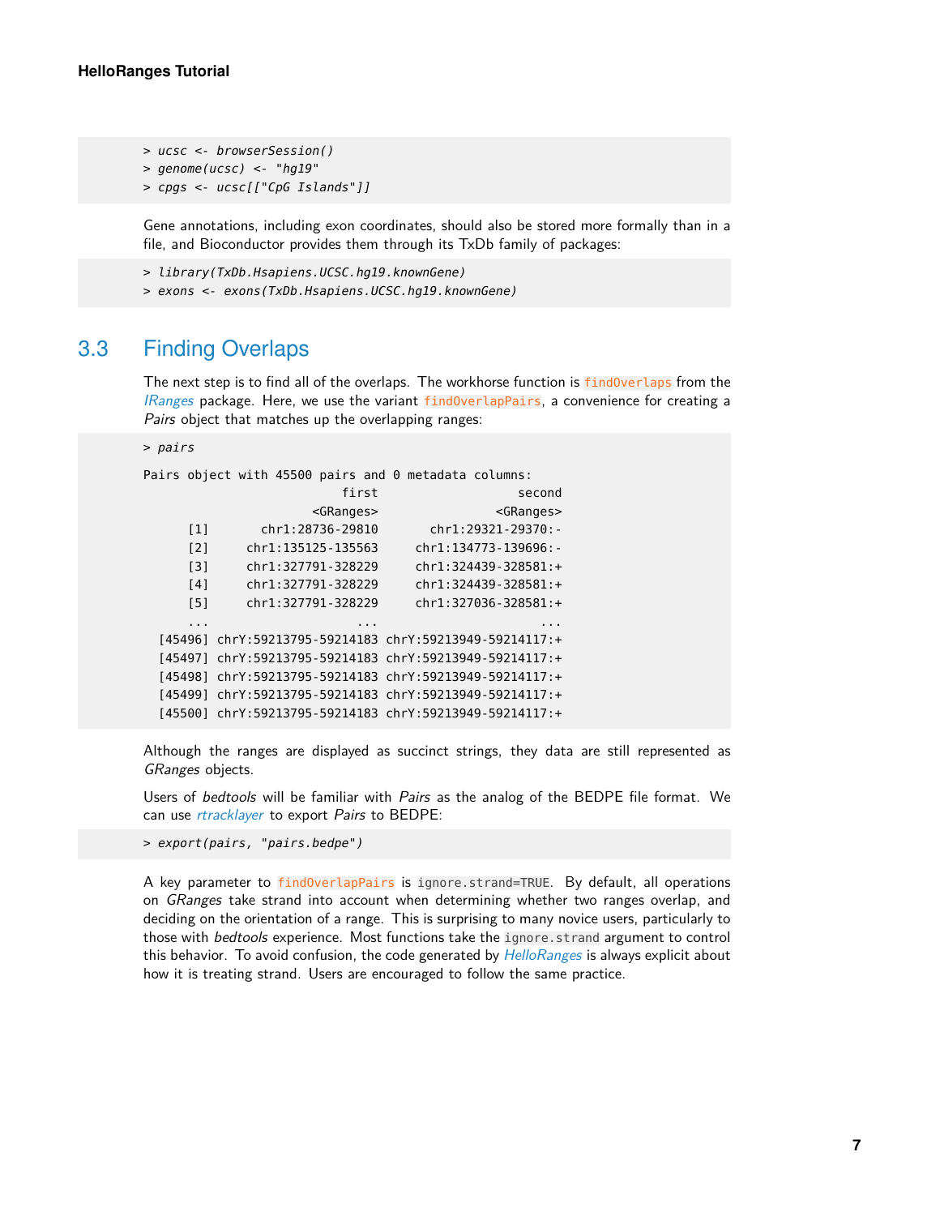```
> ucsc <- browserSession()
> genome(ucsc) <- "hg19"
> cpgs <- ucsc[["CpG Islands"]]
```

Gene annotations, including exon coordinates, should also be stored more formally than in a file, and Bioconductor provides them through its TxDb family of packages:

```
> library(TxDb.Hsapiens.UCSC.hg19.knownGene)
> exons <- exons(TxDb.Hsapiens.UCSC.hg19.knownGene)
```

## 3.3 Finding Overlaps

The next step is to find all of the overlaps. The workhorse function is `findOverlaps` from the *IRanges* package. Here, we use the variant `findOverlapPairs`, a convenience for creating a *Pairs* object that matches up the overlapping ranges:

```
> pairs

Pairs object with 45500 pairs and 0 metadata columns:
                          first                  second
                      <GRanges>               <GRanges>
      [1]       chr1:28736-29810       chr1:29321-29370:-
      [2]     chr1:135125-135563     chr1:134773-139696:-
      [3]     chr1:327791-328229     chr1:324439-328581:+
      [4]     chr1:327791-328229     chr1:324439-328581:+
      [5]     chr1:327791-328229     chr1:327036-328581:+
      ...                    ...                      ...
  [45496] chrY:59213795-59214183 chrY:59213949-59214117:+
  [45497] chrY:59213795-59214183 chrY:59213949-59214117:+
  [45498] chrY:59213795-59214183 chrY:59213949-59214117:+
  [45499] chrY:59213795-59214183 chrY:59213949-59214117:+
  [45500] chrY:59213795-59214183 chrY:59213949-59214117:+
```

Although the ranges are displayed as succinct strings, they data are still represented as *GRanges* objects.

Users of *bedtools* will be familiar with *Pairs* as the analog of the BEDPE file format. We can use *rtracklayer* to export *Pairs* to BEDPE:

```
> export(pairs, "pairs.bedpe")
```

A key parameter to `findOverlapPairs` is `ignore.strand=TRUE`. By default, all operations on *GRanges* take strand into account when determining whether two ranges overlap, and deciding on the orientation of a range. This is surprising to many novice users, particularly to those with *bedtools* experience. Most functions take the `ignore.strand` argument to control this behavior. To avoid confusion, the code generated by *HelloRanges* is always explicit about how it is treating strand. Users are encouraged to follow the same practice.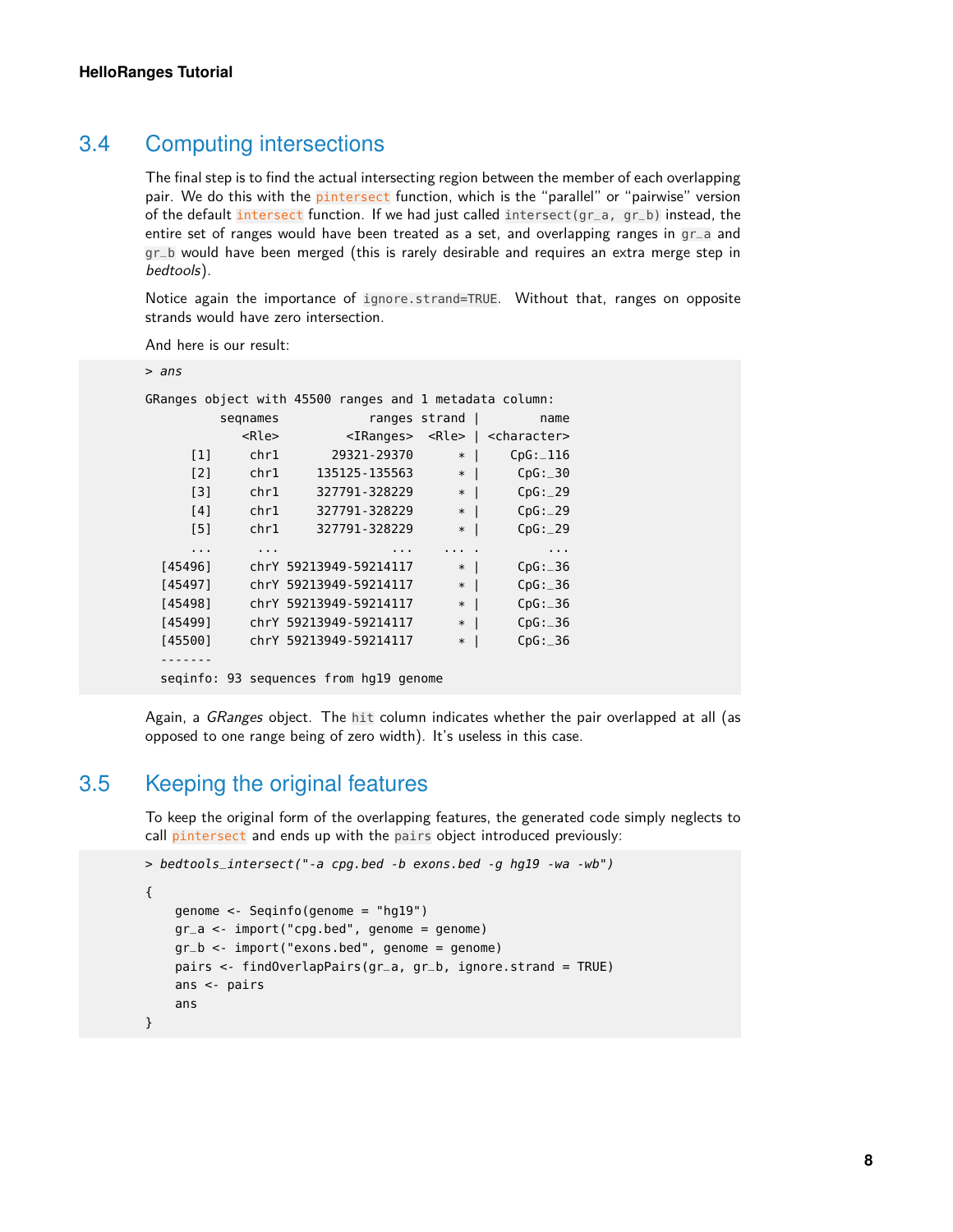## 3.4 Computing intersections

The final step is to find the actual intersecting region between the member of each overlapping pair. We do this with the `pintersect` function, which is the "parallel" or "pairwise" version of the default `intersect` function. If we had just called `intersect(gr_a, gr_b)` instead, the entire set of ranges would have been treated as a set, and overlapping ranges in `gr_a` and `gr_b` would have been merged (this is rarely desirable and requires an extra merge step in *bedtools*).

Notice again the importance of `ignore.strand=TRUE`. Without that, ranges on opposite strands would have zero intersection.

And here is our result:

```
> ans

GRanges object with 45500 ranges and 1 metadata column:
          seqnames            ranges strand |        name
             <Rle>         <IRanges>  <Rle> | <character>
      [1]     chr1       29321-29370      * |    CpG:_116
      [2]     chr1     135125-135563      * |     CpG:_30
      [3]     chr1     327791-328229      * |     CpG:_29
      [4]     chr1     327791-328229      * |     CpG:_29
      [5]     chr1     327791-328229      * |     CpG:_29
      ...      ...               ...    ... .         ...
  [45496]     chrY 59213949-59214117      * |     CpG:_36
  [45497]     chrY 59213949-59214117      * |     CpG:_36
  [45498]     chrY 59213949-59214117      * |     CpG:_36
  [45499]     chrY 59213949-59214117      * |     CpG:_36
  [45500]     chrY 59213949-59214117      * |     CpG:_36
  -------
  seqinfo: 93 sequences from hg19 genome
```

Again, a *GRanges* object. The `hit` column indicates whether the pair overlapped at all (as opposed to one range being of zero width). It's useless in this case.

## 3.5 Keeping the original features

To keep the original form of the overlapping features, the generated code simply neglects to call `pintersect` and ends up with the `pairs` object introduced previously:

```
> bedtools_intersect("-a cpg.bed -b exons.bed -g hg19 -wa -wb")

{
    genome <- Seqinfo(genome = "hg19")
    gr_a <- import("cpg.bed", genome = genome)
    gr_b <- import("exons.bed", genome = genome)
    pairs <- findOverlapPairs(gr_a, gr_b, ignore.strand = TRUE)
    ans <- pairs
    ans
}
```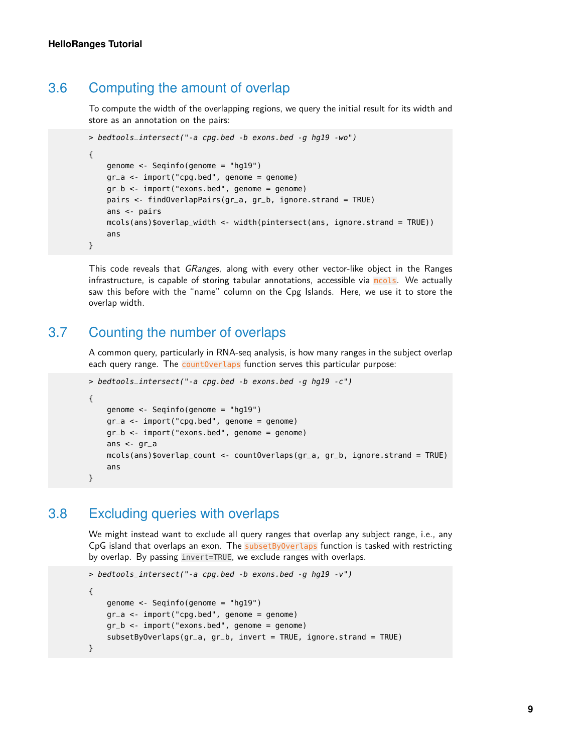## 3.6 Computing the amount of overlap

To compute the width of the overlapping regions, we query the initial result for its width and store as an annotation on the pairs:

```
> bedtools_intersect("-a cpg.bed -b exons.bed -g hg19 -wo")

{
    genome <- Seqinfo(genome = "hg19")
    gr_a <- import("cpg.bed", genome = genome)
    gr_b <- import("exons.bed", genome = genome)
    pairs <- findOverlapPairs(gr_a, gr_b, ignore.strand = TRUE)
    ans <- pairs
    mcols(ans)$overlap_width <- width(pintersect(ans, ignore.strand = TRUE))
    ans
}
```

This code reveals that *GRanges*, along with every other vector-like object in the Ranges infrastructure, is capable of storing tabular annotations, accessible via `mcols`. We actually saw this before with the "name" column on the Cpg Islands. Here, we use it to store the overlap width.

## 3.7 Counting the number of overlaps

A common query, particularly in RNA-seq analysis, is how many ranges in the subject overlap each query range. The `countOverlaps` function serves this particular purpose:

```
> bedtools_intersect("-a cpg.bed -b exons.bed -g hg19 -c")

{
    genome <- Seqinfo(genome = "hg19")
    gr_a <- import("cpg.bed", genome = genome)
    gr_b <- import("exons.bed", genome = genome)
    ans <- gr_a
    mcols(ans)$overlap_count <- countOverlaps(gr_a, gr_b, ignore.strand = TRUE)
    ans
}
```

## 3.8 Excluding queries with overlaps

We might instead want to exclude all query ranges that overlap any subject range, i.e., any CpG island that overlaps an exon. The `subsetByOverlaps` function is tasked with restricting by overlap. By passing `invert=TRUE`, we exclude ranges with overlaps.

```
> bedtools_intersect("-a cpg.bed -b exons.bed -g hg19 -v")

{
    genome <- Seqinfo(genome = "hg19")
    gr_a <- import("cpg.bed", genome = genome)
    gr_b <- import("exons.bed", genome = genome)
    subsetByOverlaps(gr_a, gr_b, invert = TRUE, ignore.strand = TRUE)
}
```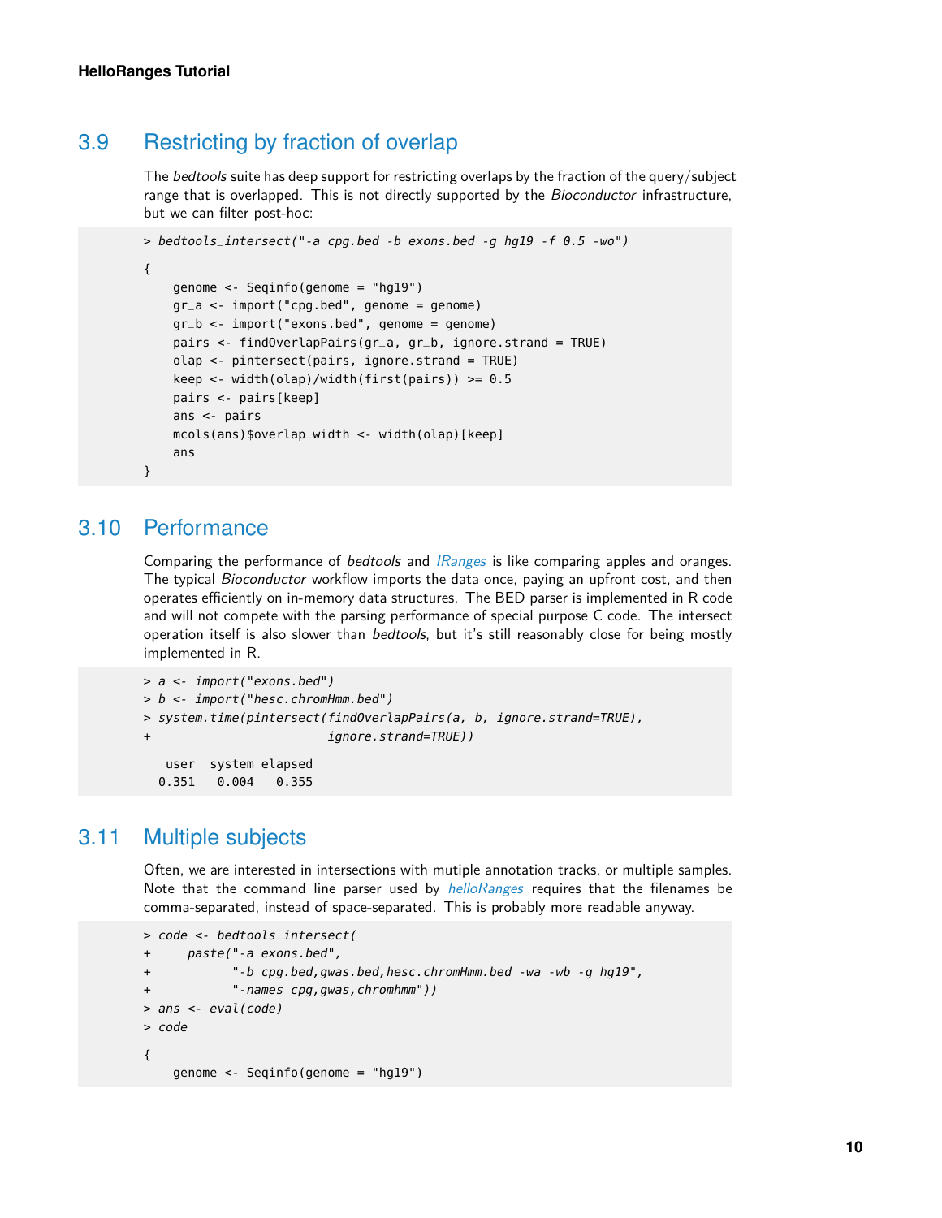## 3.9 Restricting by fraction of overlap

The *bedtools* suite has deep support for restricting overlaps by the fraction of the query/subject range that is overlapped. This is not directly supported by the *Bioconductor* infrastructure, but we can filter post-hoc:

```
> bedtools_intersect("-a cpg.bed -b exons.bed -g hg19 -f 0.5 -wo")

{
    genome <- Seqinfo(genome = "hg19")
    gr_a <- import("cpg.bed", genome = genome)
    gr_b <- import("exons.bed", genome = genome)
    pairs <- findOverlapPairs(gr_a, gr_b, ignore.strand = TRUE)
    olap <- pintersect(pairs, ignore.strand = TRUE)
    keep <- width(olap)/width(first(pairs)) >= 0.5
    pairs <- pairs[keep]
    ans <- pairs
    mcols(ans)$overlap_width <- width(olap)[keep]
    ans
}
```

## 3.10 Performance

Comparing the performance of *bedtools* and *IRanges* is like comparing apples and oranges. The typical *Bioconductor* workflow imports the data once, paying an upfront cost, and then operates efficiently on in-memory data structures. The BED parser is implemented in R code and will not compete with the parsing performance of special purpose C code. The intersect operation itself is also slower than *bedtools*, but it's still reasonably close for being mostly implemented in R.

```
> a <- import("exons.bed")
> b <- import("hesc.chromHmm.bed")
> system.time(pintersect(findOverlapPairs(a, b, ignore.strand=TRUE),
+                        ignore.strand=TRUE))

   user  system elapsed
  0.351   0.004   0.355
```

## 3.11 Multiple subjects

Often, we are interested in intersections with mutiple annotation tracks, or multiple samples. Note that the command line parser used by *helloRanges* requires that the filenames be comma-separated, instead of space-separated. This is probably more readable anyway.

```
> code <- bedtools_intersect(
+     paste("-a exons.bed",
+           "-b cpg.bed,gwas.bed,hesc.chromHmm.bed -wa -wb -g hg19",
+           "-names cpg,gwas,chromhmm"))
> ans <- eval(code)
> code

{
    genome <- Seqinfo(genome = "hg19")
```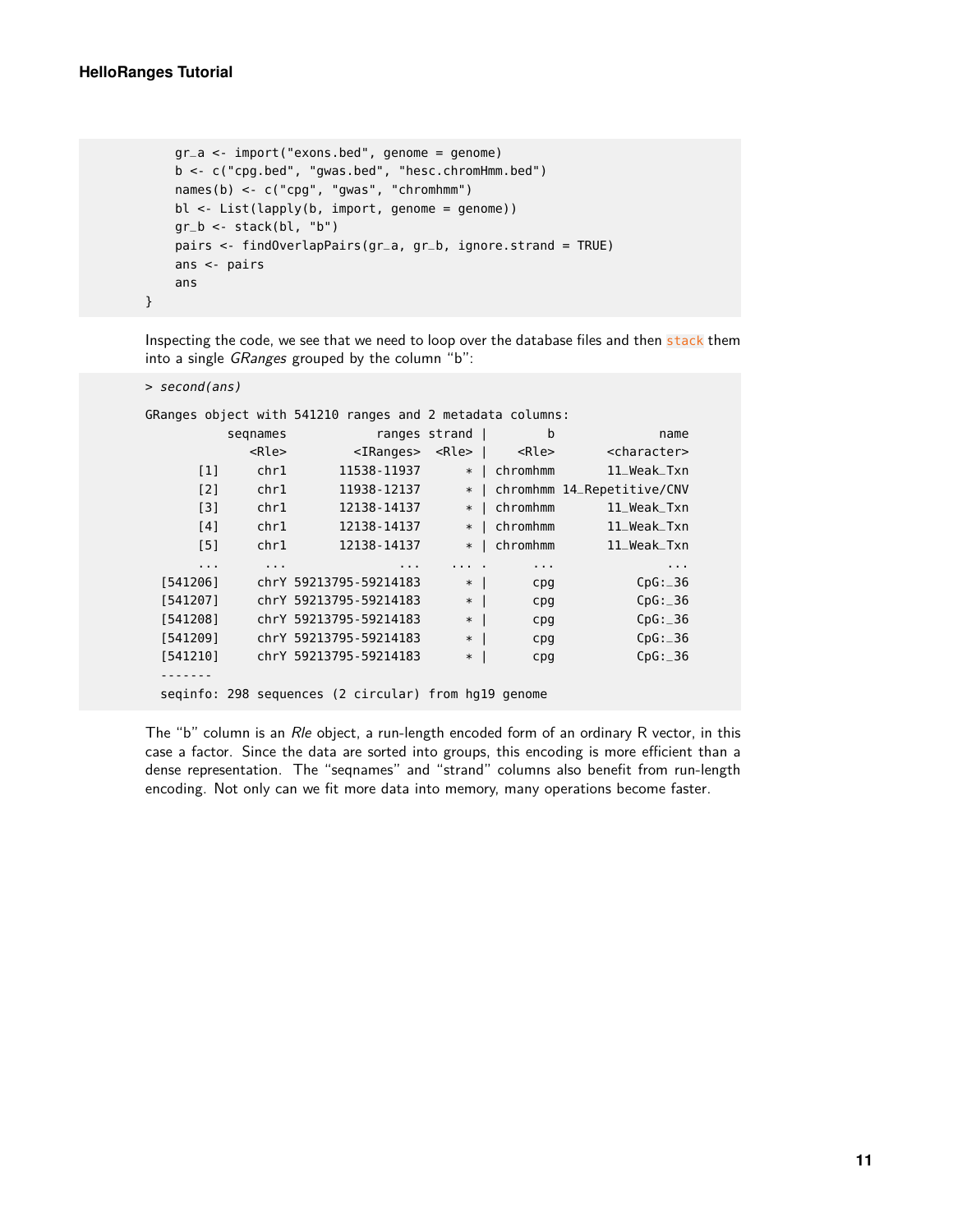```
    gr_a <- import("exons.bed", genome = genome)
    b <- c("cpg.bed", "gwas.bed", "hesc.chromHmm.bed")
    names(b) <- c("cpg", "gwas", "chromhmm")
    bl <- List(lapply(b, import, genome = genome))
    gr_b <- stack(bl, "b")
    pairs <- findOverlapPairs(gr_a, gr_b, ignore.strand = TRUE)
    ans <- pairs
    ans
}
```

Inspecting the code, we see that we need to loop over the database files and then `stack` them into a single *GRanges* grouped by the column "b":

```
> second(ans)

GRanges object with 541210 ranges and 2 metadata columns:
           seqnames            ranges strand |        b              name
              <Rle>         <IRanges>  <Rle> |    <Rle>       <character>
       [1]     chr1       11538-11937      * | chromhmm       11_Weak_Txn
       [2]     chr1       11938-12137      * | chromhmm 14_Repetitive/CNV
       [3]     chr1       12138-14137      * | chromhmm       11_Weak_Txn
       [4]     chr1       12138-14137      * | chromhmm       11_Weak_Txn
       [5]     chr1       12138-14137      * | chromhmm       11_Weak_Txn
       ...      ...               ...    ... .      ...               ...
  [541206]     chrY 59213795-59214183      * |      cpg           CpG:_36
  [541207]     chrY 59213795-59214183      * |      cpg           CpG:_36
  [541208]     chrY 59213795-59214183      * |      cpg           CpG:_36
  [541209]     chrY 59213795-59214183      * |      cpg           CpG:_36
  [541210]     chrY 59213795-59214183      * |      cpg           CpG:_36
  -------
  seqinfo: 298 sequences (2 circular) from hg19 genome
```

The "b" column is an *Rle* object, a run-length encoded form of an ordinary R vector, in this case a factor. Since the data are sorted into groups, this encoding is more efficient than a dense representation. The "seqnames" and "strand" columns also benefit from run-length encoding. Not only can we fit more data into memory, many operations become faster.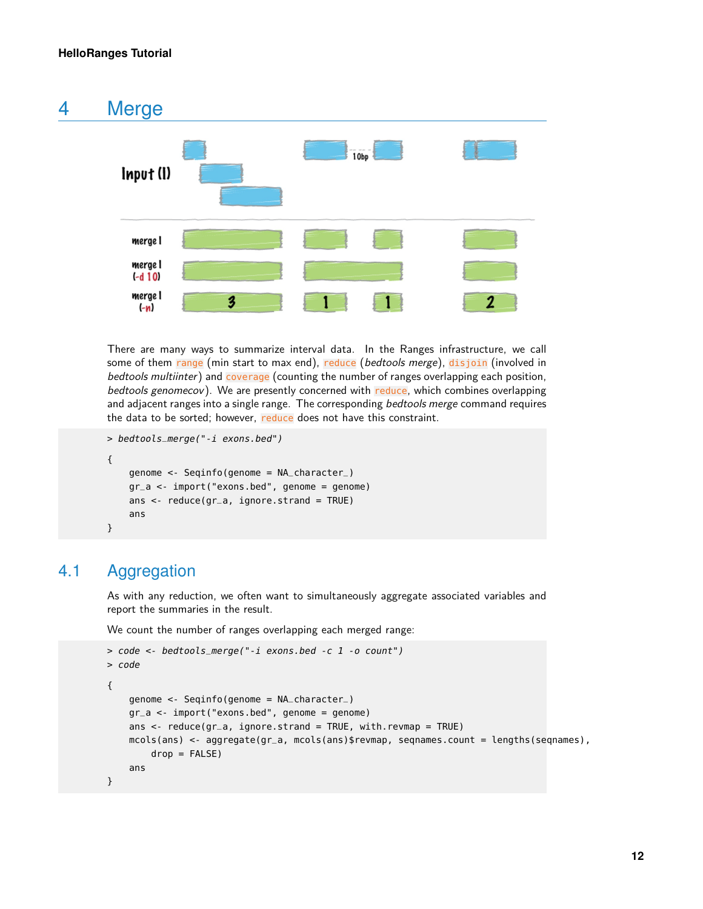## 4 Merge

There are many ways to summarize interval data. In the Ranges infrastructure, we call some of them `range` (min start to max end), `reduce` (*bedtools merge*), `disjoin` (involved in *bedtools multiinter*) and `coverage` (counting the number of ranges overlapping each position, *bedtools genomecov*). We are presently concerned with `reduce`, which combines overlapping and adjacent ranges into a single range. The corresponding *bedtools merge* command requires the data to be sorted; however, `reduce` does not have this constraint.

```
> bedtools_merge("-i exons.bed")

{
    genome <- Seqinfo(genome = NA_character_)
    gr_a <- import("exons.bed", genome = genome)
    ans <- reduce(gr_a, ignore.strand = TRUE)
    ans
}
```

### 4.1 Aggregation

As with any reduction, we often want to simultaneously aggregate associated variables and report the summaries in the result.

We count the number of ranges overlapping each merged range:

```
> code <- bedtools_merge("-i exons.bed -c 1 -o count")
> code

{
    genome <- Seqinfo(genome = NA_character_)
    gr_a <- import("exons.bed", genome = genome)
    ans <- reduce(gr_a, ignore.strand = TRUE, with.revmap = TRUE)
    mcols(ans) <- aggregate(gr_a, mcols(ans)$revmap, seqnames.count = lengths(seqnames),
        drop = FALSE)
    ans
}
```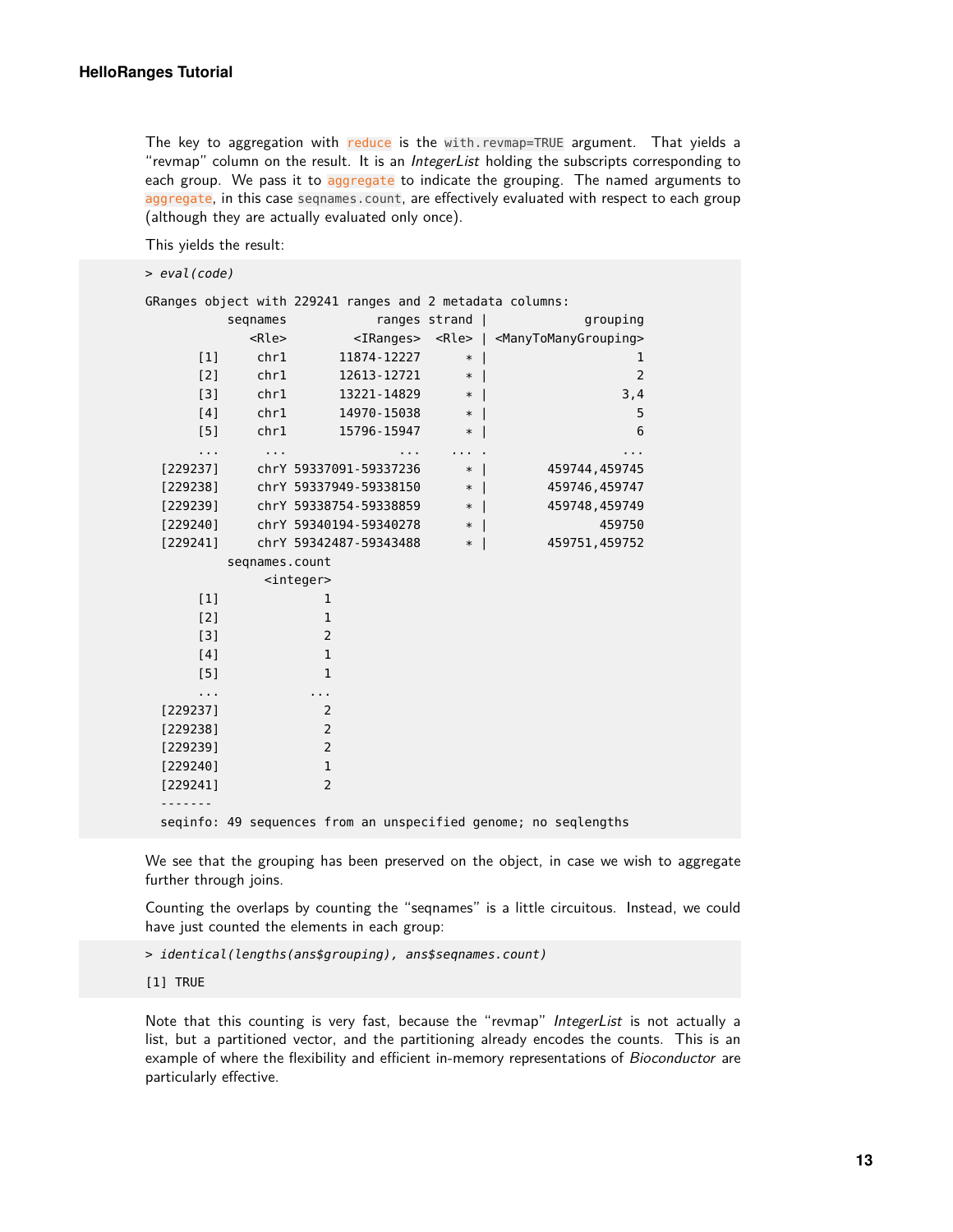The key to aggregation with `reduce` is the `with.revmap=TRUE` argument. That yields a "revmap" column on the result. It is an *IntegerList* holding the subscripts corresponding to each group. We pass it to `aggregate` to indicate the grouping. The named arguments to `aggregate`, in this case `seqnames.count`, are effectively evaluated with respect to each group (although they are actually evaluated only once).

This yields the result:

```
> eval(code)

GRanges object with 229241 ranges and 2 metadata columns:
           seqnames            ranges strand |            grouping
              <Rle>         <IRanges>  <Rle> | <ManyToManyGrouping>
       [1]     chr1       11874-12227      * |                    1
       [2]     chr1       12613-12721      * |                    2
       [3]     chr1       13221-14829      * |                  3,4
       [4]     chr1       14970-15038      * |                    5
       [5]     chr1       15796-15947      * |                    6
       ...      ...               ...    ... .                  ...
  [229237]     chrY 59337091-59337236      * |        459744,459745
  [229238]     chrY 59337949-59338150      * |        459746,459747
  [229239]     chrY 59338754-59338859      * |        459748,459749
  [229240]     chrY 59340194-59340278      * |               459750
  [229241]     chrY 59342487-59343488      * |        459751,459752
           seqnames.count
                <integer>
       [1]              1
       [2]              1
       [3]              2
       [4]              1
       [5]              1
       ...            ...
  [229237]              2
  [229238]              2
  [229239]              2
  [229240]              1
  [229241]              2
  -------
  seqinfo: 49 sequences from an unspecified genome; no seqlengths
```

We see that the grouping has been preserved on the object, in case we wish to aggregate further through joins.

Counting the overlaps by counting the "seqnames" is a little circuitous. Instead, we could have just counted the elements in each group:

```
> identical(lengths(ans$grouping), ans$seqnames.count)

[1] TRUE
```

Note that this counting is very fast, because the "revmap" *IntegerList* is not actually a list, but a partitioned vector, and the partitioning already encodes the counts. This is an example of where the flexibility and efficient in-memory representations of *Bioconductor* are particularly effective.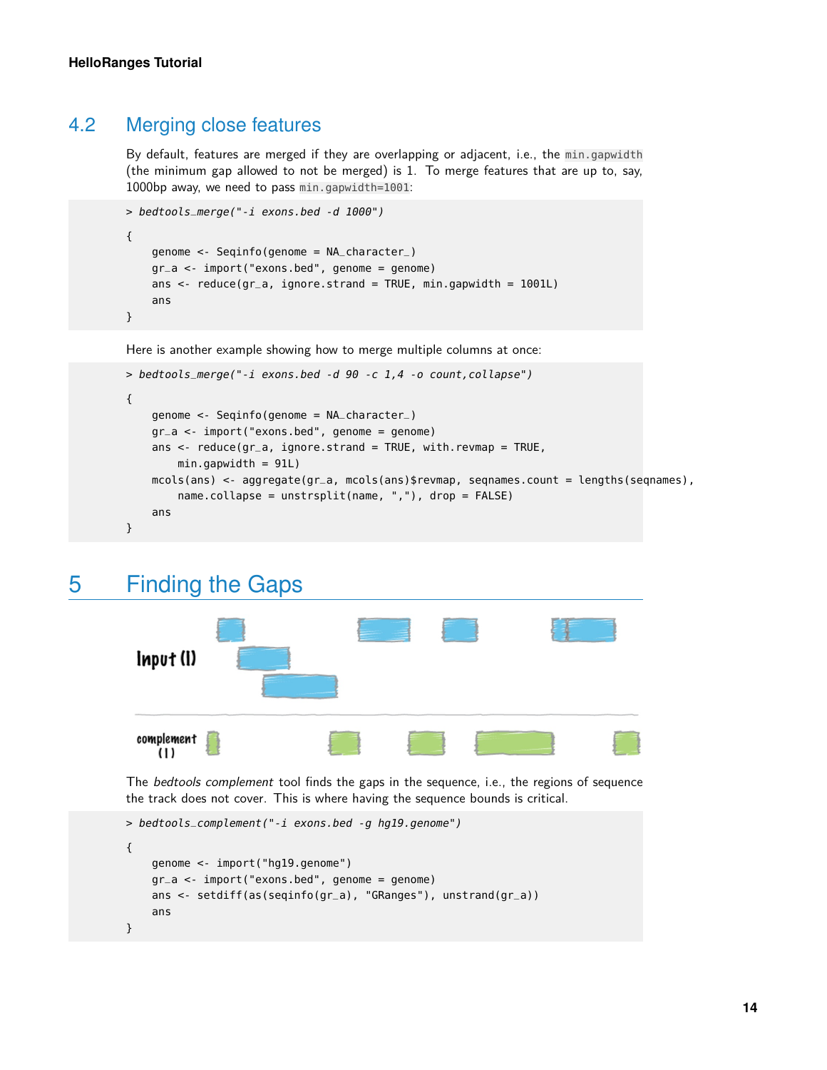## 4.2 Merging close features

By default, features are merged if they are overlapping or adjacent, i.e., the `min.gapwidth` (the minimum gap allowed to not be merged) is 1. To merge features that are up to, say, 1000bp away, we need to pass `min.gapwidth=1001`:

```
> bedtools_merge("-i exons.bed -d 1000")
{
    genome <- Seqinfo(genome = NA_character_)
    gr_a <- import("exons.bed", genome = genome)
    ans <- reduce(gr_a, ignore.strand = TRUE, min.gapwidth = 1001L)
    ans
}
```

Here is another example showing how to merge multiple columns at once:

```
> bedtools_merge("-i exons.bed -d 90 -c 1,4 -o count,collapse")
{
    genome <- Seqinfo(genome = NA_character_)
    gr_a <- import("exons.bed", genome = genome)
    ans <- reduce(gr_a, ignore.strand = TRUE, with.revmap = TRUE,
        min.gapwidth = 91L)
    mcols(ans) <- aggregate(gr_a, mcols(ans)$revmap, seqnames.count = lengths(seqnames),
        name.collapse = unstrsplit(name, ","), drop = FALSE)
    ans
}
```

# 5 Finding the Gaps

The *bedtools complement* tool finds the gaps in the sequence, i.e., the regions of sequence the track does not cover. This is where having the sequence bounds is critical.

```
> bedtools_complement("-i exons.bed -g hg19.genome")
{
    genome <- import("hg19.genome")
    gr_a <- import("exons.bed", genome = genome)
    ans <- setdiff(as(seqinfo(gr_a), "GRanges"), unstrand(gr_a))
    ans
}
```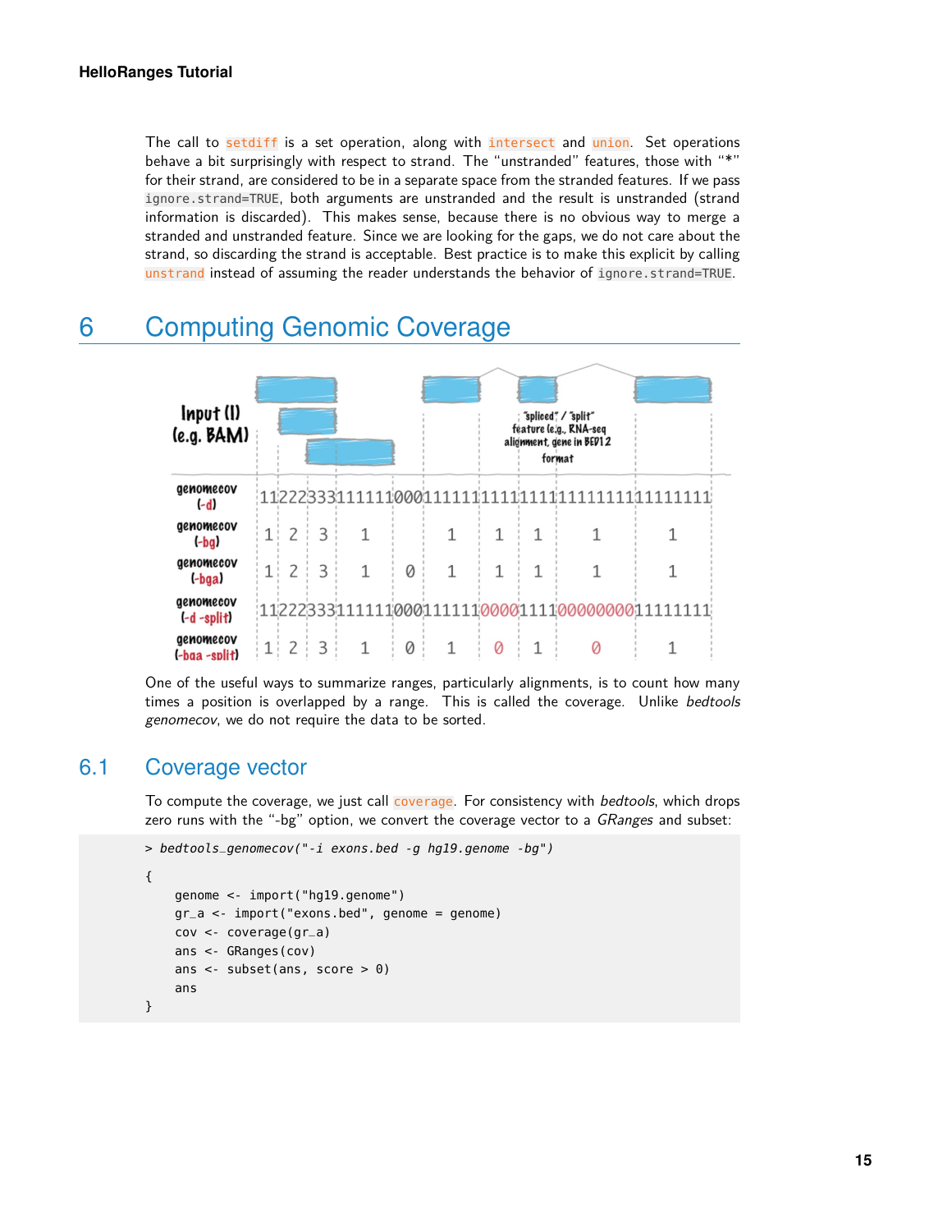The call to setdiff is a set operation, along with intersect and union. Set operations behave a bit surprisingly with respect to strand. The “unstranded” features, those with “*” for their strand, are considered to be in a separate space from the stranded features. If we pass ignore.strand=TRUE, both arguments are unstranded and the result is unstranded (strand information is discarded). This makes sense, because there is no obvious way to merge a stranded and unstranded feature. Since we are looking for the gaps, we do not care about the strand, so discarding the strand is acceptable. Best practice is to make this explicit by calling unstrand instead of assuming the reader understands the behavior of ignore.strand=TRUE.

# 6 Computing Genomic Coverage

One of the useful ways to summarize ranges, particularly alignments, is to count how many times a position is overlapped by a range. This is called the coverage. Unlike *bedtools genomecov*, we do not require the data to be sorted.

## 6.1 Coverage vector

To compute the coverage, we just call coverage. For consistency with *bedtools*, which drops zero runs with the “-bg” option, we convert the coverage vector to a *GRanges* and subset:

```
> bedtools_genomecov("-i exons.bed -g hg19.genome -bg")

{
    genome <- import("hg19.genome")
    gr_a <- import("exons.bed", genome = genome)
    cov <- coverage(gr_a)
    ans <- GRanges(cov)
    ans <- subset(ans, score > 0)
    ans
}
```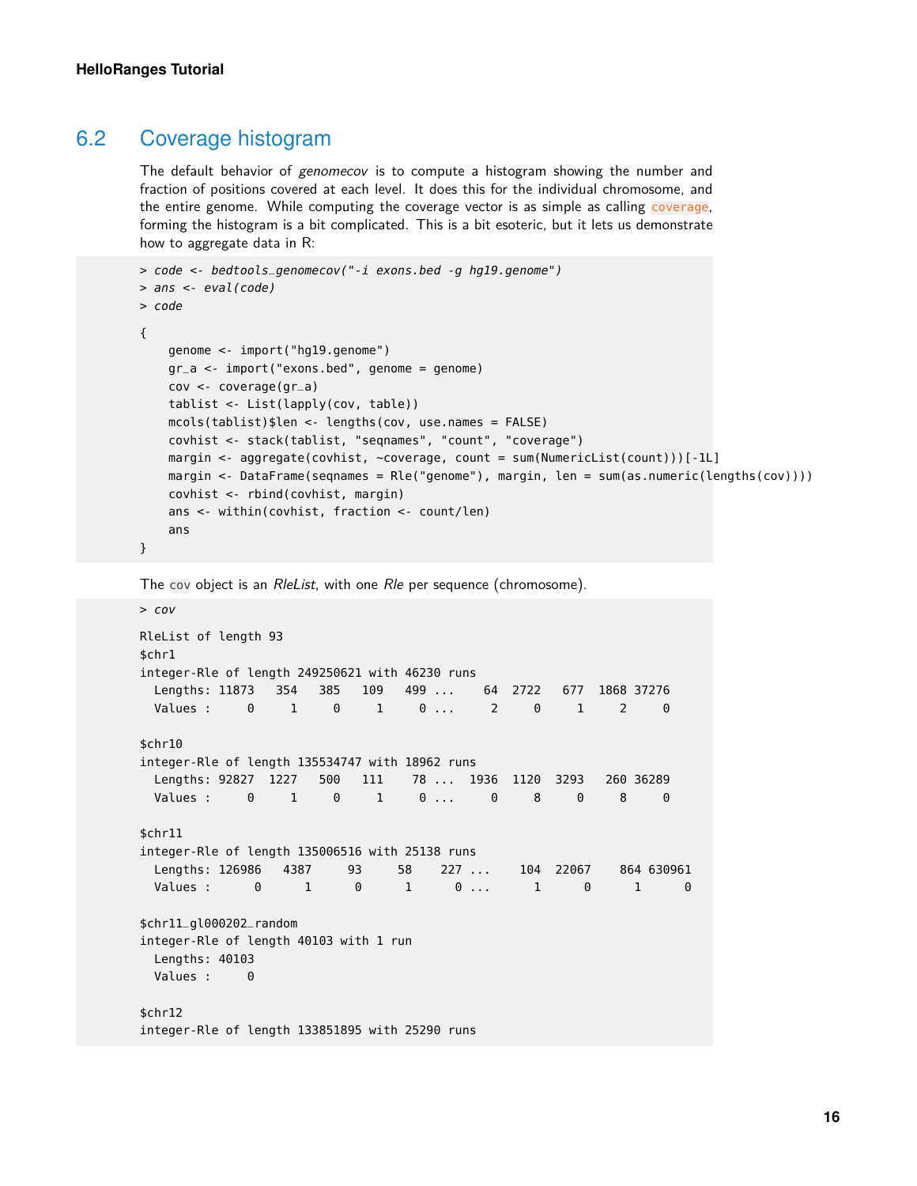## 6.2 Coverage histogram

The default behavior of *genomecov* is to compute a histogram showing the number and fraction of positions covered at each level. It does this for the individual chromosome, and the entire genome. While computing the coverage vector is as simple as calling `coverage`, forming the histogram is a bit complicated. This is a bit esoteric, but it lets us demonstrate how to aggregate data in R:

```
> code <- bedtools_genomecov("-i exons.bed -g hg19.genome")
> ans <- eval(code)
> code

{
    genome <- import("hg19.genome")
    gr_a <- import("exons.bed", genome = genome)
    cov <- coverage(gr_a)
    tablist <- List(lapply(cov, table))
    mcols(tablist)$len <- lengths(cov, use.names = FALSE)
    covhist <- stack(tablist, "seqnames", "count", "coverage")
    margin <- aggregate(covhist, ~coverage, count = sum(NumericList(count)))[-1L]
    margin <- DataFrame(seqnames = Rle("genome"), margin, len = sum(as.numeric(lengths(cov))))
    covhist <- rbind(covhist, margin)
    ans <- within(covhist, fraction <- count/len)
    ans
}
```

The `cov` object is an *RleList*, with one *Rle* per sequence (chromosome).

```
> cov

RleList of length 93
$chr1
integer-Rle of length 249250621 with 46230 runs
  Lengths: 11873   354   385   109   499 ...    64  2722   677  1868 37276
  Values :     0     1     0     1     0 ...     2     0     1     2     0

$chr10
integer-Rle of length 135534747 with 18962 runs
  Lengths: 92827  1227   500   111    78 ...  1936  1120  3293   260 36289
  Values :     0     1     0     1     0 ...     0     8     0     8     0

$chr11
integer-Rle of length 135006516 with 25138 runs
  Lengths: 126986   4387     93     58    227 ...    104  22067    864 630961
  Values :      0      1      0      1      0 ...      1      0      1      0

$chr11_gl000202_random
integer-Rle of length 40103 with 1 run
  Lengths: 40103
  Values :     0

$chr12
integer-Rle of length 133851895 with 25290 runs
```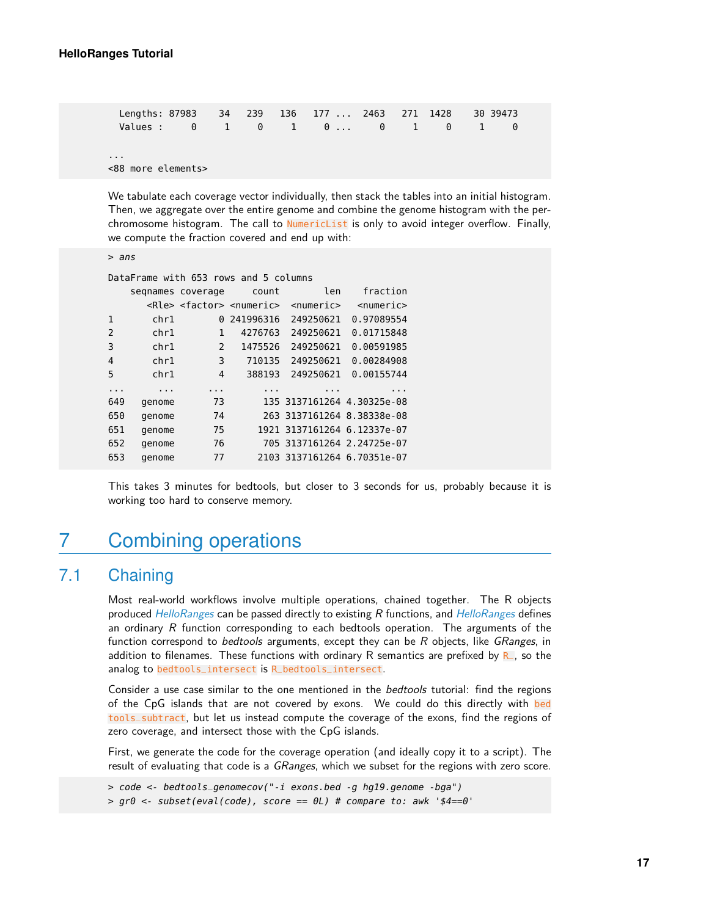```
  Lengths: 87983    34   239   136   177 ...  2463   271  1428    30 39473
  Values :     0     1     0     1     0 ...     0     1     0     1     0

...
<88 more elements>
```

We tabulate each coverage vector individually, then stack the tables into an initial histogram. Then, we aggregate over the entire genome and combine the genome histogram with the per-chromosome histogram. The call to `NumericList` is only to avoid integer overflow. Finally, we compute the fraction covered and end up with:

```
> ans

DataFrame with 653 rows and 5 columns
    seqnames coverage     count        len    fraction
       <Rle> <factor> <numeric>  <numeric>   <numeric>
1       chr1        0 241996316  249250621  0.97089554
2       chr1        1   4276763  249250621  0.01715848
3       chr1        2   1475526  249250621  0.00591985
4       chr1        3    710135  249250621  0.00284908
5       chr1        4    388193  249250621  0.00155744
...      ...      ...       ...        ...         ...
649   genome       73       135 3137161264 4.30325e-08
650   genome       74       263 3137161264 8.38338e-08
651   genome       75      1921 3137161264 6.12337e-07
652   genome       76       705 3137161264 2.24725e-07
653   genome       77      2103 3137161264 6.70351e-07
```

This takes 3 minutes for bedtools, but closer to 3 seconds for us, probably because it is working too hard to conserve memory.

# 7 Combining operations

## 7.1 Chaining

Most real-world workflows involve multiple operations, chained together. The R objects produced *HelloRanges* can be passed directly to existing *R* functions, and *HelloRanges* defines an ordinary *R* function corresponding to each bedtools operation. The arguments of the function correspond to *bedtools* arguments, except they can be *R* objects, like *GRanges*, in addition to filenames. These functions with ordinary R semantics are prefixed by `R_`, so the analog to `bedtools_intersect` is `R_bedtools_intersect`.

Consider a use case similar to the one mentioned in the *bedtools* tutorial: find the regions of the CpG islands that are not covered by exons. We could do this directly with `bedtools_subtract`, but let us instead compute the coverage of the exons, find the regions of zero coverage, and intersect those with the CpG islands.

First, we generate the code for the coverage operation (and ideally copy it to a script). The result of evaluating that code is a *GRanges*, which we subset for the regions with zero score.

```
> code <- bedtools_genomecov("-i exons.bed -g hg19.genome -bga")
> gr0 <- subset(eval(code), score == 0L) # compare to: awk '$4==0'
```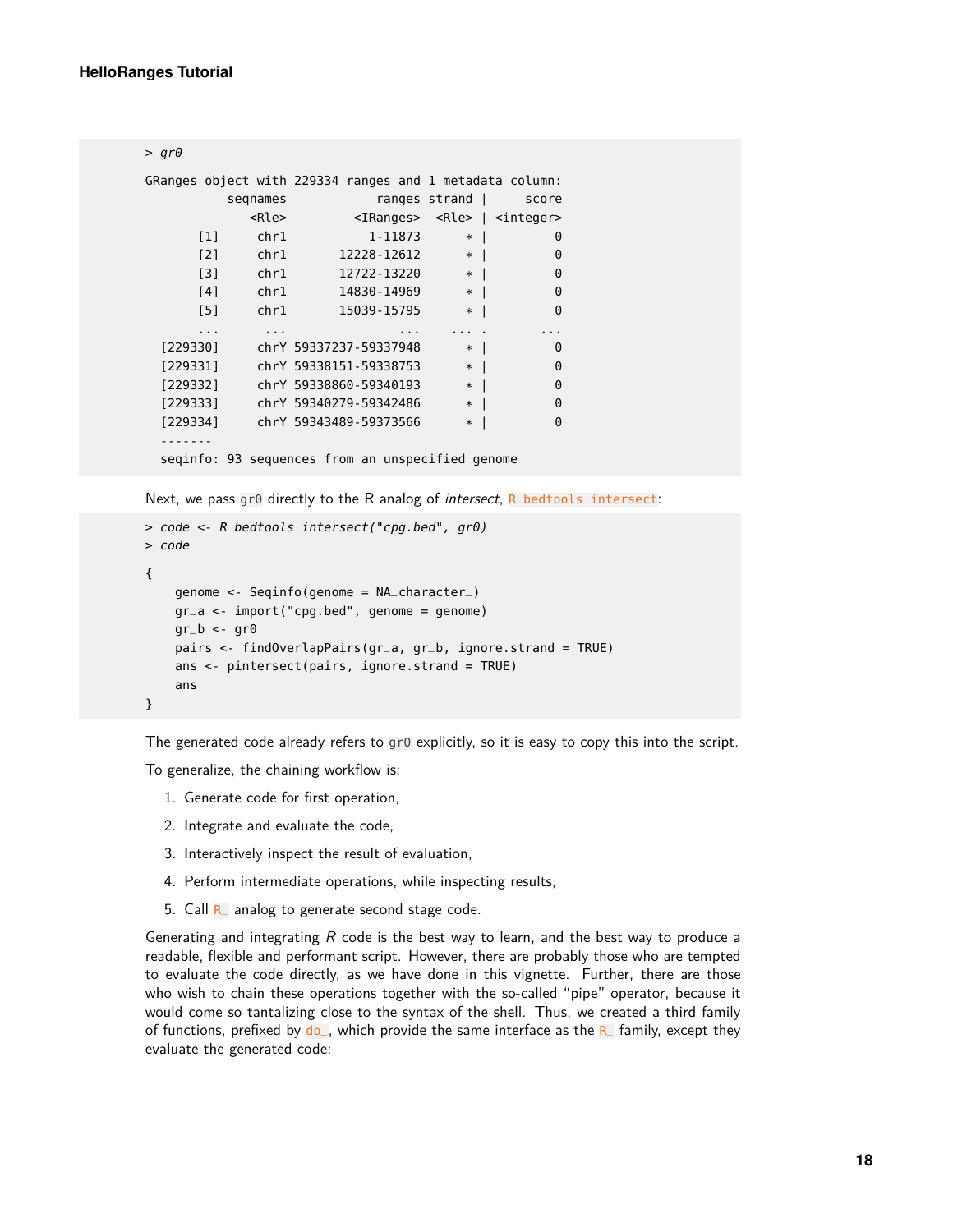```
> gr0

GRanges object with 229334 ranges and 1 metadata column:
             seqnames            ranges strand |     score
                <Rle>         <IRanges>  <Rle> | <integer>
        [1]      chr1           1-11873      * |         0
        [2]      chr1       12228-12612      * |         0
        [3]      chr1       12722-13220      * |         0
        [4]      chr1       14830-14969      * |         0
        [5]      chr1       15039-15795      * |         0
        ...       ...               ...    ... .       ...
   [229330]      chrY 59337237-59337948      * |         0
   [229331]      chrY 59338151-59338753      * |         0
   [229332]      chrY 59338860-59340193      * |         0
   [229333]      chrY 59340279-59342486      * |         0
   [229334]      chrY 59343489-59373566      * |         0
   -------
   seqinfo: 93 sequences from an unspecified genome
```

Next, we pass `gr0` directly to the R analog of *intersect*, `R_bedtools_intersect`:

```
> code <- R_bedtools_intersect("cpg.bed", gr0)
> code

{
    genome <- Seqinfo(genome = NA_character_)
    gr_a <- import("cpg.bed", genome = genome)
    gr_b <- gr0
    pairs <- findOverlapPairs(gr_a, gr_b, ignore.strand = TRUE)
    ans <- pintersect(pairs, ignore.strand = TRUE)
    ans
}
```

The generated code already refers to `gr0` explicitly, so it is easy to copy this into the script.

To generalize, the chaining workflow is:

1. Generate code for first operation,
2. Integrate and evaluate the code,
3. Interactively inspect the result of evaluation,
4. Perform intermediate operations, while inspecting results,
5. Call `R_` analog to generate second stage code.

Generating and integrating *R* code is the best way to learn, and the best way to produce a readable, flexible and performant script. However, there are probably those who are tempted to evaluate the code directly, as we have done in this vignette. Further, there are those who wish to chain these operations together with the so-called "pipe" operator, because it would come so tantalizing close to the syntax of the shell. Thus, we created a third family of functions, prefixed by `do_`, which provide the same interface as the `R_` family, except they evaluate the generated code: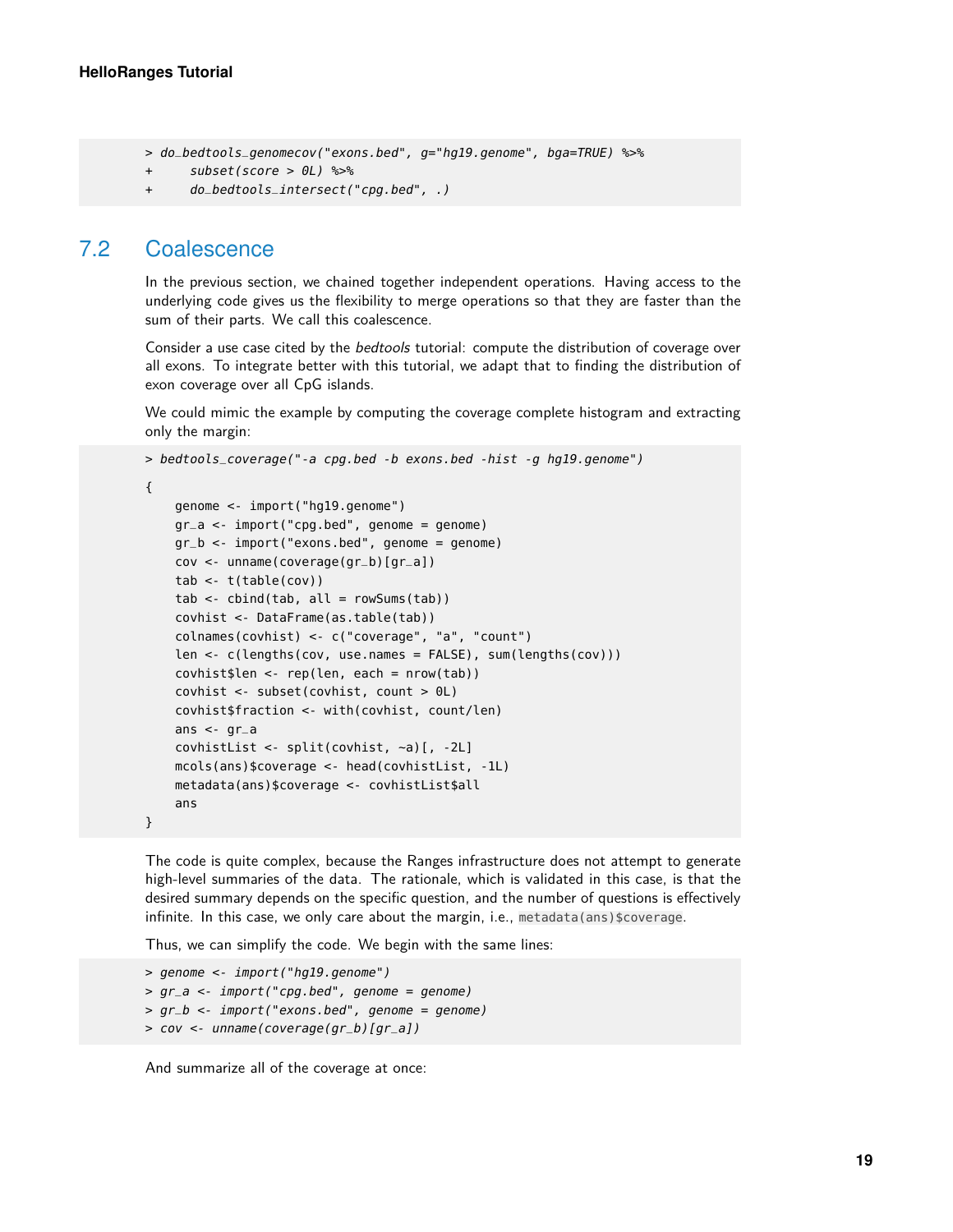```
> do_bedtools_genomecov("exons.bed", g="hg19.genome", bga=TRUE) %>%
+     subset(score > 0L) %>%
+     do_bedtools_intersect("cpg.bed", .)
```

## 7.2 Coalescence

In the previous section, we chained together independent operations. Having access to the underlying code gives us the flexibility to merge operations so that they are faster than the sum of their parts. We call this coalescence.

Consider a use case cited by the *bedtools* tutorial: compute the distribution of coverage over all exons. To integrate better with this tutorial, we adapt that to finding the distribution of exon coverage over all CpG islands.

We could mimic the example by computing the coverage complete histogram and extracting only the margin:

```
> bedtools_coverage("-a cpg.bed -b exons.bed -hist -g hg19.genome")

{
    genome <- import("hg19.genome")
    gr_a <- import("cpg.bed", genome = genome)
    gr_b <- import("exons.bed", genome = genome)
    cov <- unname(coverage(gr_b)[gr_a])
    tab <- t(table(cov))
    tab <- cbind(tab, all = rowSums(tab))
    covhist <- DataFrame(as.table(tab))
    colnames(covhist) <- c("coverage", "a", "count")
    len <- c(lengths(cov, use.names = FALSE), sum(lengths(cov)))
    covhist$len <- rep(len, each = nrow(tab))
    covhist <- subset(covhist, count > 0L)
    covhist$fraction <- with(covhist, count/len)
    ans <- gr_a
    covhistList <- split(covhist, ~a)[, -2L]
    mcols(ans)$coverage <- head(covhistList, -1L)
    metadata(ans)$coverage <- covhistList$all
    ans
}
```

The code is quite complex, because the Ranges infrastructure does not attempt to generate high-level summaries of the data. The rationale, which is validated in this case, is that the desired summary depends on the specific question, and the number of questions is effectively infinite. In this case, we only care about the margin, i.e., `metadata(ans)$coverage`.

Thus, we can simplify the code. We begin with the same lines:

```
> genome <- import("hg19.genome")
> gr_a <- import("cpg.bed", genome = genome)
> gr_b <- import("exons.bed", genome = genome)
> cov <- unname(coverage(gr_b)[gr_a])
```

And summarize all of the coverage at once: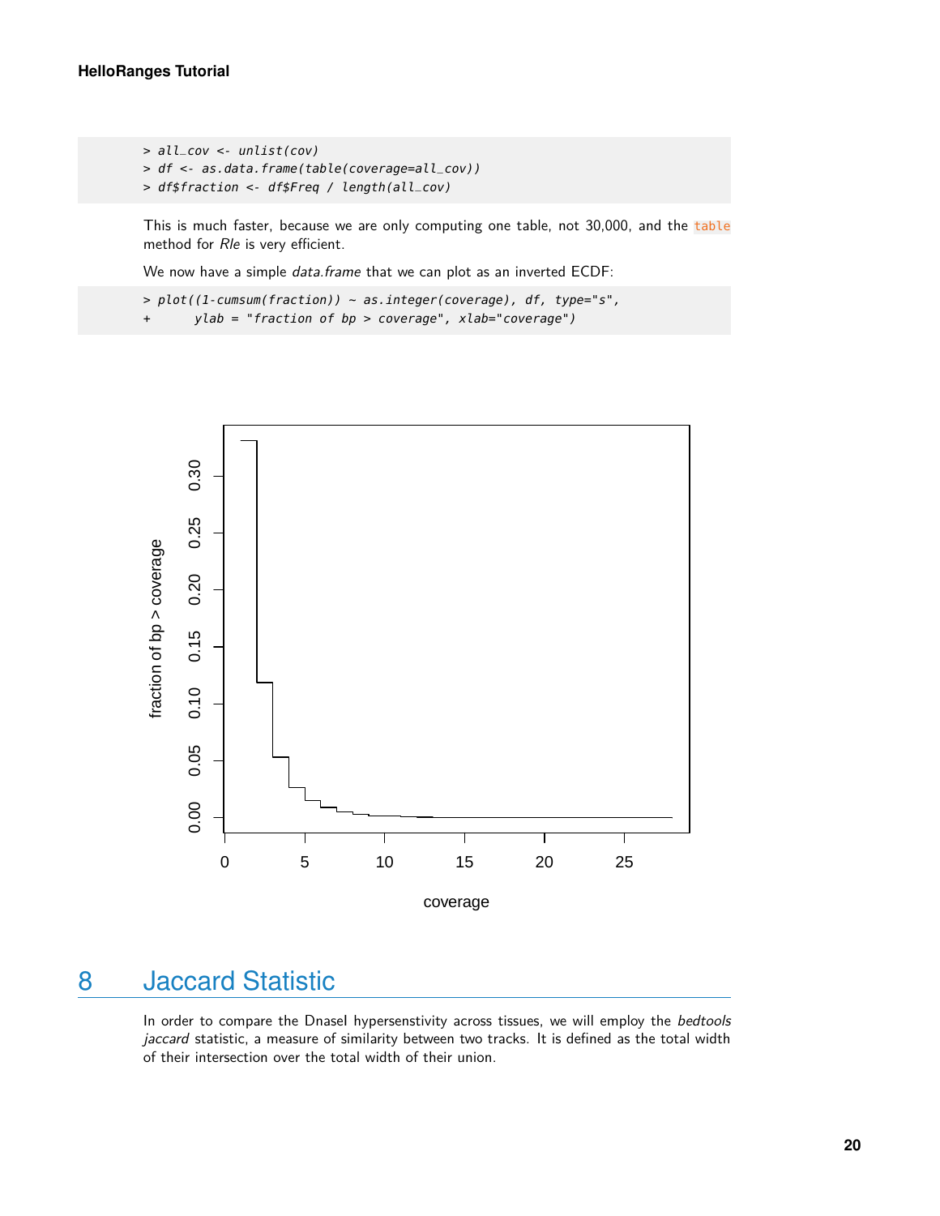```
> all_cov <- unlist(cov)
> df <- as.data.frame(table(coverage=all_cov))
> df$fraction <- df$Freq / length(all_cov)
```

This is much faster, because we are only computing one table, not 30,000, and the `table` method for *Rle* is very efficient.

We now have a simple *data.frame* that we can plot as an inverted ECDF:

```
> plot((1-cumsum(fraction)) ~ as.integer(coverage), df, type="s",
+      ylab = "fraction of bp > coverage", xlab="coverage")
```

# 8 Jaccard Statistic

In order to compare the DnaseI hypersenstivity across tissues, we will employ the *bedtools jaccard* statistic, a measure of similarity between two tracks. It is defined as the total width of their intersection over the total width of their union.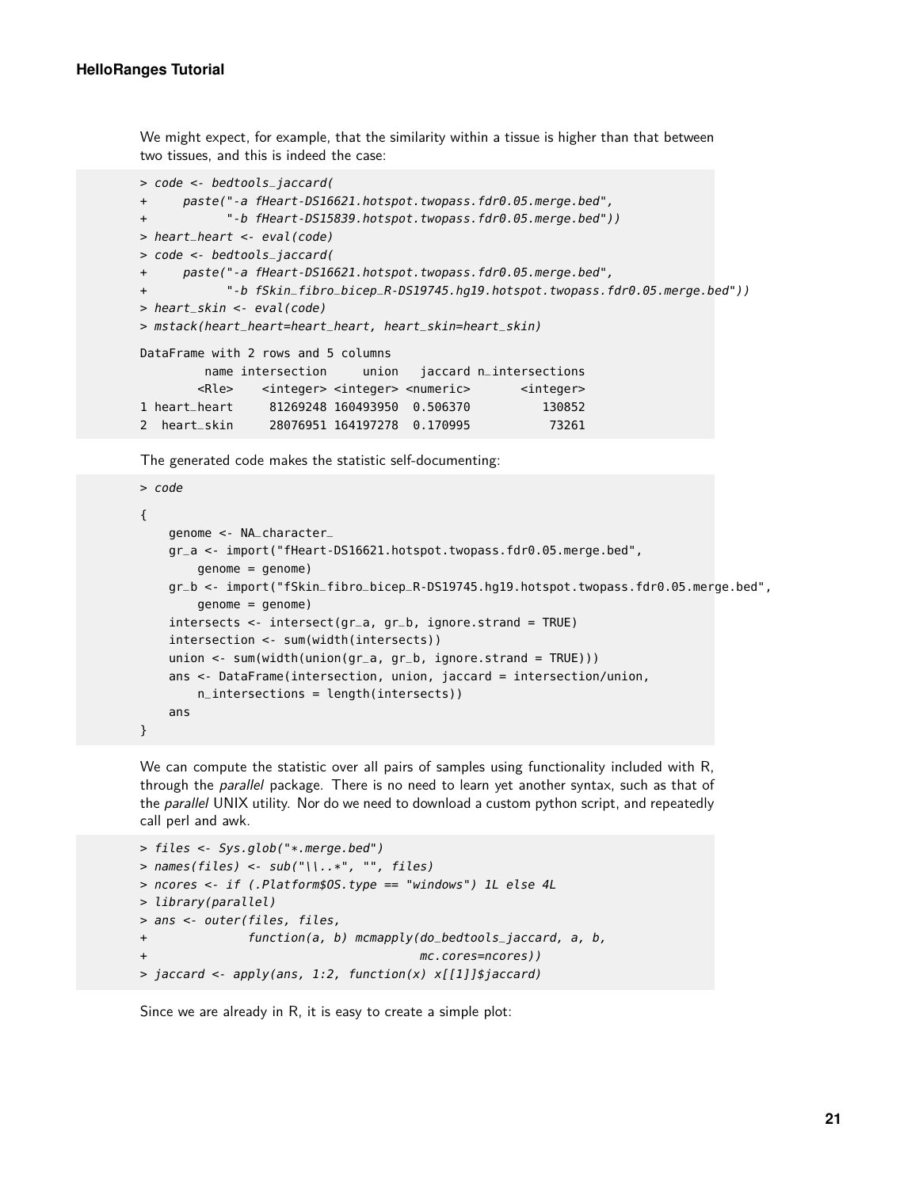We might expect, for example, that the similarity within a tissue is higher than that between two tissues, and this is indeed the case:

```
> code <- bedtools_jaccard(
+     paste("-a fHeart-DS16621.hotspot.twopass.fdr0.05.merge.bed",
+           "-b fHeart-DS15839.hotspot.twopass.fdr0.05.merge.bed"))
> heart_heart <- eval(code)
> code <- bedtools_jaccard(
+     paste("-a fHeart-DS16621.hotspot.twopass.fdr0.05.merge.bed",
+           "-b fSkin_fibro_bicep_R-DS19745.hg19.hotspot.twopass.fdr0.05.merge.bed"))
> heart_skin <- eval(code)
> mstack(heart_heart=heart_heart, heart_skin=heart_skin)

DataFrame with 2 rows and 5 columns
         name intersection     union   jaccard n_intersections
        <Rle>    <integer> <integer> <numeric>       <integer>
1 heart_heart     81269248 160493950  0.506370          130852
2  heart_skin     28076951 164197278  0.170995           73261
```

The generated code makes the statistic self-documenting:

```
> code

{
    genome <- NA_character_
    gr_a <- import("fHeart-DS16621.hotspot.twopass.fdr0.05.merge.bed",
        genome = genome)
    gr_b <- import("fSkin_fibro_bicep_R-DS19745.hg19.hotspot.twopass.fdr0.05.merge.bed",
        genome = genome)
    intersects <- intersect(gr_a, gr_b, ignore.strand = TRUE)
    intersection <- sum(width(intersects))
    union <- sum(width(union(gr_a, gr_b, ignore.strand = TRUE)))
    ans <- DataFrame(intersection, union, jaccard = intersection/union,
        n_intersections = length(intersects))
    ans
}
```

We can compute the statistic over all pairs of samples using functionality included with R, through the *parallel* package. There is no need to learn yet another syntax, such as that of the *parallel* UNIX utility. Nor do we need to download a custom python script, and repeatedly call perl and awk.

```
> files <- Sys.glob("*.merge.bed")
> names(files) <- sub("\\..*", "", files)
> ncores <- if (.Platform$OS.type == "windows") 1L else 4L
> library(parallel)
> ans <- outer(files, files,
+              function(a, b) mcmapply(do_bedtools_jaccard, a, b,
+                                      mc.cores=ncores))
> jaccard <- apply(ans, 1:2, function(x) x[[1]]$jaccard)
```

Since we are already in R, it is easy to create a simple plot: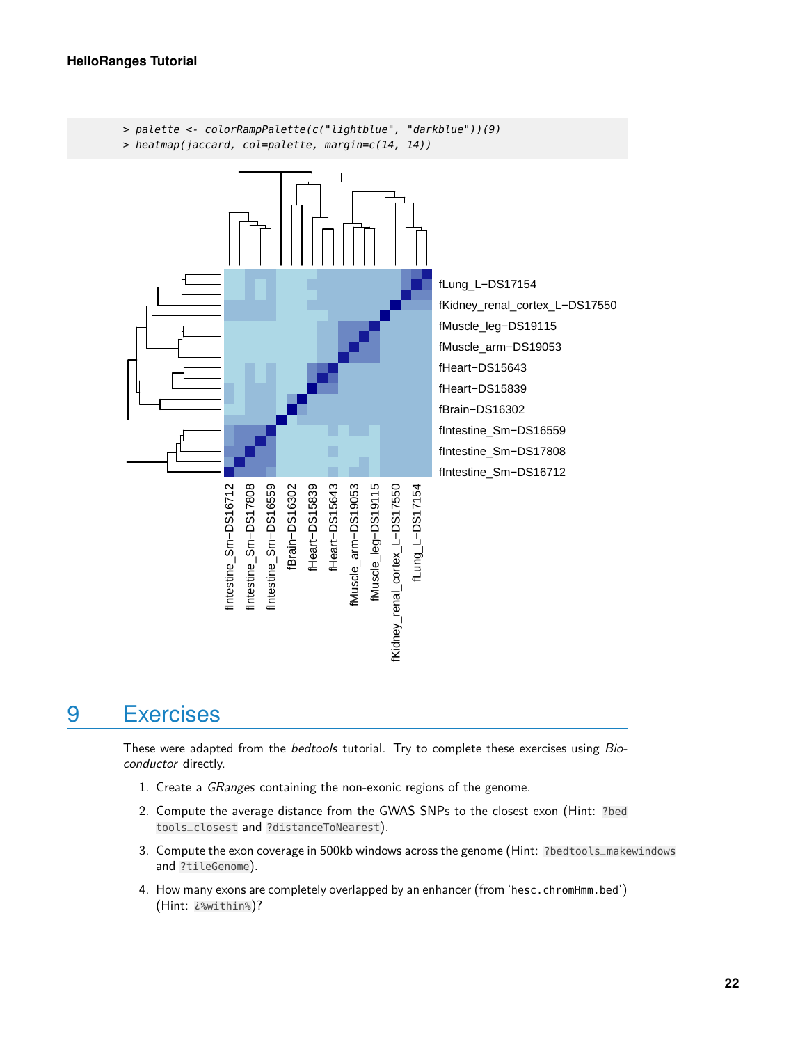```
> palette <- colorRampPalette(c("lightblue", "darkblue"))(9)
> heatmap(jaccard, col=palette, margin=c(14, 14))
```

# 9 Exercises

These were adapted from the *bedtools* tutorial. Try to complete these exercises using *Bioconductor* directly.

1. Create a *GRanges* containing the non-exonic regions of the genome.
2. Compute the average distance from the GWAS SNPs to the closest exon (Hint: `?bedtools_closest` and `?distanceToNearest`).
3. Compute the exon coverage in 500kb windows across the genome (Hint: `?bedtools_makewindows` and `?tileGenome`).
4. How many exons are completely overlapped by an enhancer (from 'hesc.chromHmm.bed') (Hint: `¿%within%`)?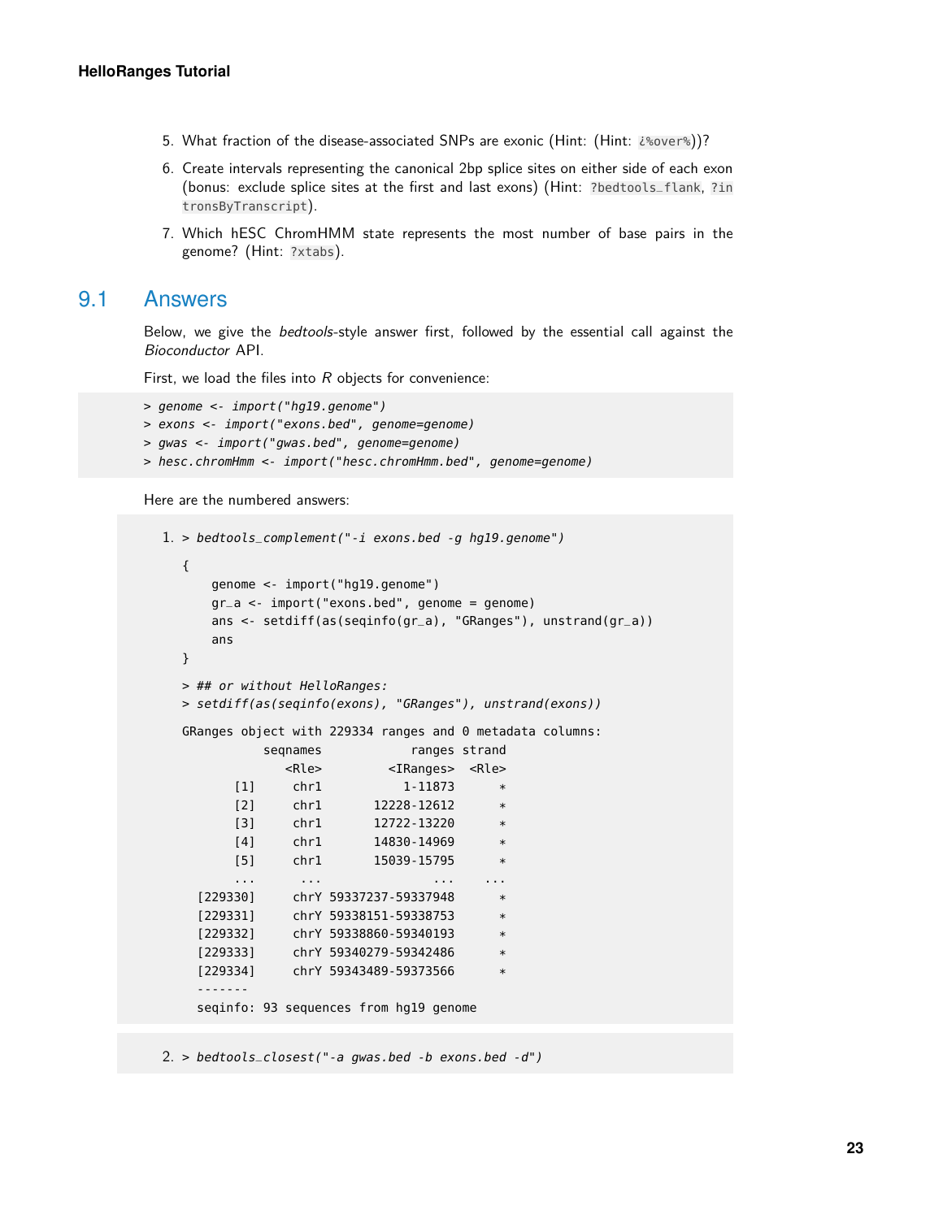5. What fraction of the disease-associated SNPs are exonic (Hint: (Hint: `¿%over%`))?
6. Create intervals representing the canonical 2bp splice sites on either side of each exon (bonus: exclude splice sites at the first and last exons) (Hint: `?bedtools_flank`, `?intronsByTranscript`).
7. Which hESC ChromHMM state represents the most number of base pairs in the genome? (Hint: `?xtabs`).

## 9.1 Answers

Below, we give the *bedtools*-style answer first, followed by the essential call against the *Bioconductor* API.

First, we load the files into *R* objects for convenience:

```
> genome <- import("hg19.genome")
> exons <- import("exons.bed", genome=genome)
> gwas <- import("gwas.bed", genome=genome)
> hesc.chromHmm <- import("hesc.chromHmm.bed", genome=genome)
```

Here are the numbered answers:

1.
```
> bedtools_complement("-i exons.bed -g hg19.genome")

{
    genome <- import("hg19.genome")
    gr_a <- import("exons.bed", genome = genome)
    ans <- setdiff(as(seqinfo(gr_a), "GRanges"), unstrand(gr_a))
    ans
}

> ## or without HelloRanges:
> setdiff(as(seqinfo(exons), "GRanges"), unstrand(exons))

GRanges object with 229334 ranges and 0 metadata columns:
           seqnames            ranges strand
              <Rle>         <IRanges>  <Rle>
       [1]     chr1           1-11873      *
       [2]     chr1       12228-12612      *
       [3]     chr1       12722-13220      *
       [4]     chr1       14830-14969      *
       [5]     chr1       15039-15795      *
       ...      ...               ...    ...
  [229330]     chrY 59337237-59337948      *
  [229331]     chrY 59338151-59338753      *
  [229332]     chrY 59338860-59340193      *
  [229333]     chrY 59340279-59342486      *
  [229334]     chrY 59343489-59373566      *
  -------
  seqinfo: 93 sequences from hg19 genome
```

2.
```
> bedtools_closest("-a gwas.bed -b exons.bed -d")
```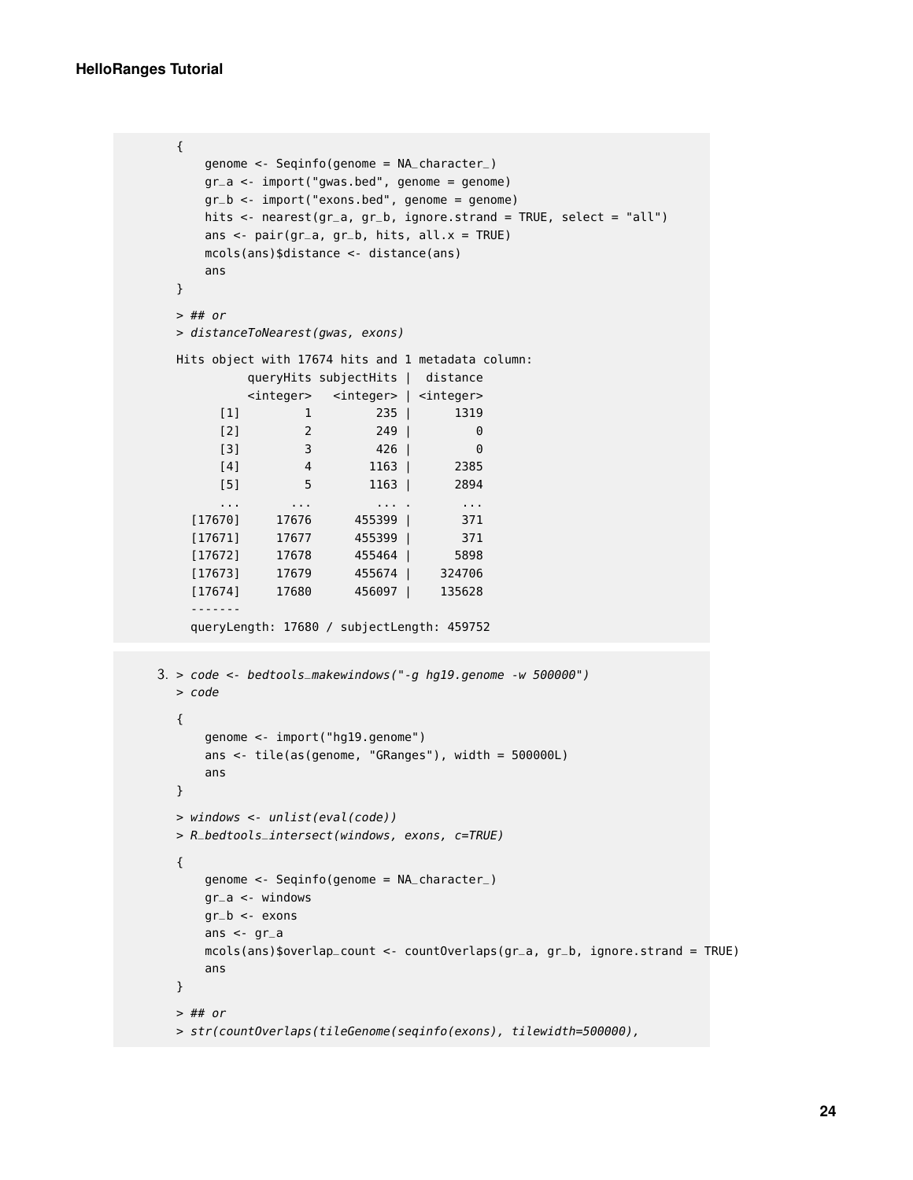```
{
    genome <- Seqinfo(genome = NA_character_)
    gr_a <- import("gwas.bed", genome = genome)
    gr_b <- import("exons.bed", genome = genome)
    hits <- nearest(gr_a, gr_b, ignore.strand = TRUE, select = "all")
    ans <- pair(gr_a, gr_b, hits, all.x = TRUE)
    mcols(ans)$distance <- distance(ans)
    ans
}
```

```
> ## or
> distanceToNearest(gwas, exons)
```

```
Hits object with 17674 hits and 1 metadata column:
          queryHits subjectHits |  distance
          <integer>   <integer> | <integer>
      [1]         1         235 |      1319
      [2]         2         249 |         0
      [3]         3         426 |         0
      [4]         4        1163 |      2385
      [5]         5        1163 |      2894
      ...       ...         ... .       ...
  [17670]     17676      455399 |       371
  [17671]     17677      455399 |       371
  [17672]     17678      455464 |      5898
  [17673]     17679      455674 |    324706
  [17674]     17680      456097 |    135628
  -------
  queryLength: 17680 / subjectLength: 459752
```

3. 
```
> code <- bedtools_makewindows("-g hg19.genome -w 500000")
> code
```

```
{
    genome <- import("hg19.genome")
    ans <- tile(as(genome, "GRanges"), width = 500000L)
    ans
}
```

```
> windows <- unlist(eval(code))
> R_bedtools_intersect(windows, exons, c=TRUE)
```

```
{
    genome <- Seqinfo(genome = NA_character_)
    gr_a <- windows
    gr_b <- exons
    ans <- gr_a
    mcols(ans)$overlap_count <- countOverlaps(gr_a, gr_b, ignore.strand = TRUE)
    ans
}
```

```
> ## or
> str(countOverlaps(tileGenome(seqinfo(exons), tilewidth=500000),
```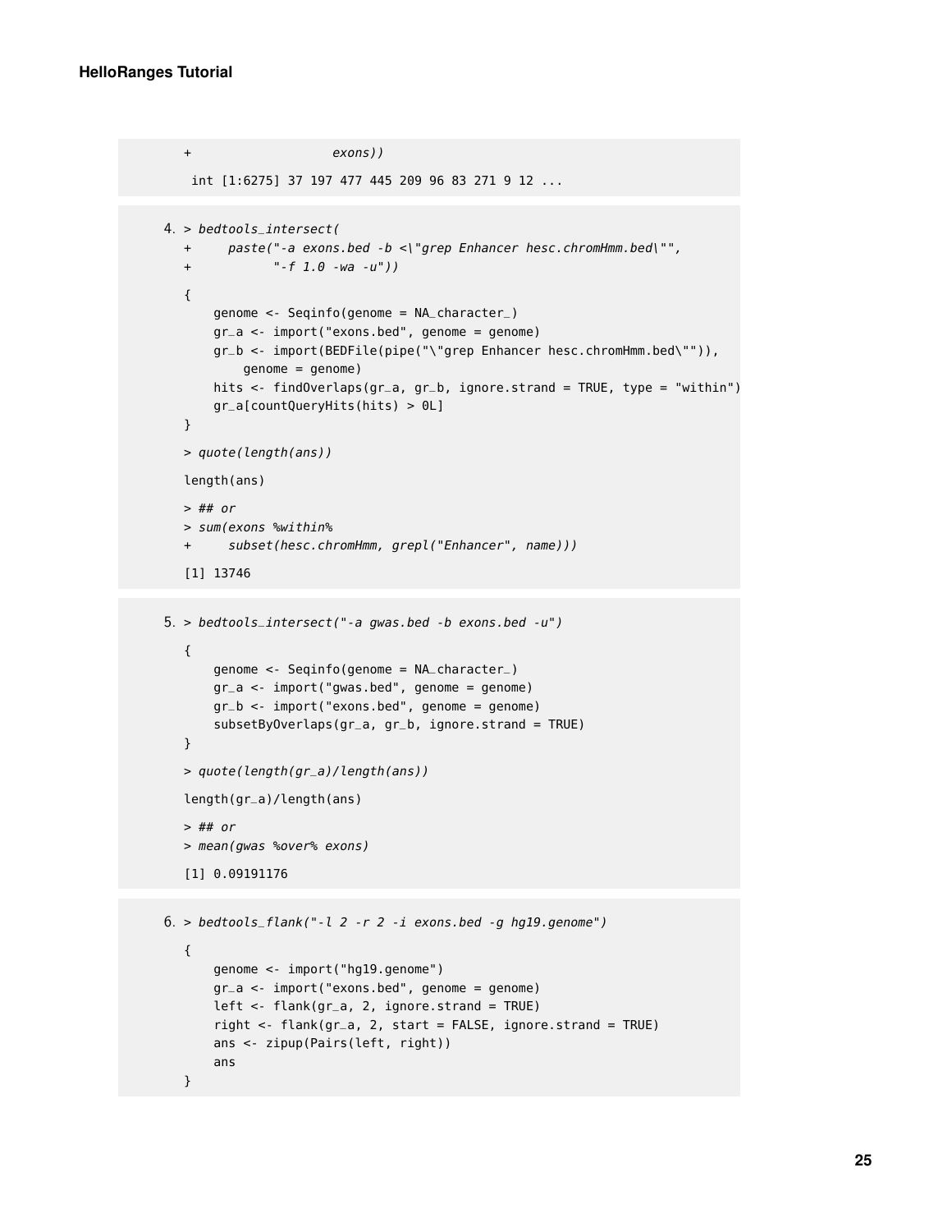```
+                    exons))

 int [1:6275] 37 197 477 445 209 96 83 271 9 12 ...
```

4. 
```
> bedtools_intersect(
+     paste("-a exons.bed -b <\"grep Enhancer hesc.chromHmm.bed\"",
+           "-f 1.0 -wa -u"))

{
    genome <- Seqinfo(genome = NA_character_)
    gr_a <- import("exons.bed", genome = genome)
    gr_b <- import(BEDFile(pipe("\"grep Enhancer hesc.chromHmm.bed\"")),
        genome = genome)
    hits <- findOverlaps(gr_a, gr_b, ignore.strand = TRUE, type = "within")
    gr_a[countQueryHits(hits) > 0L]
}

> quote(length(ans))

length(ans)

> ## or
> sum(exons %within%
+     subset(hesc.chromHmm, grepl("Enhancer", name)))

[1] 13746
```

5. 
```
> bedtools_intersect("-a gwas.bed -b exons.bed -u")

{
    genome <- Seqinfo(genome = NA_character_)
    gr_a <- import("gwas.bed", genome = genome)
    gr_b <- import("exons.bed", genome = genome)
    subsetByOverlaps(gr_a, gr_b, ignore.strand = TRUE)
}

> quote(length(gr_a)/length(ans))

length(gr_a)/length(ans)

> ## or
> mean(gwas %over% exons)

[1] 0.09191176
```

6. 
```
> bedtools_flank("-l 2 -r 2 -i exons.bed -g hg19.genome")

{
    genome <- import("hg19.genome")
    gr_a <- import("exons.bed", genome = genome)
    left <- flank(gr_a, 2, ignore.strand = TRUE)
    right <- flank(gr_a, 2, start = FALSE, ignore.strand = TRUE)
    ans <- zipup(Pairs(left, right))
    ans
}
```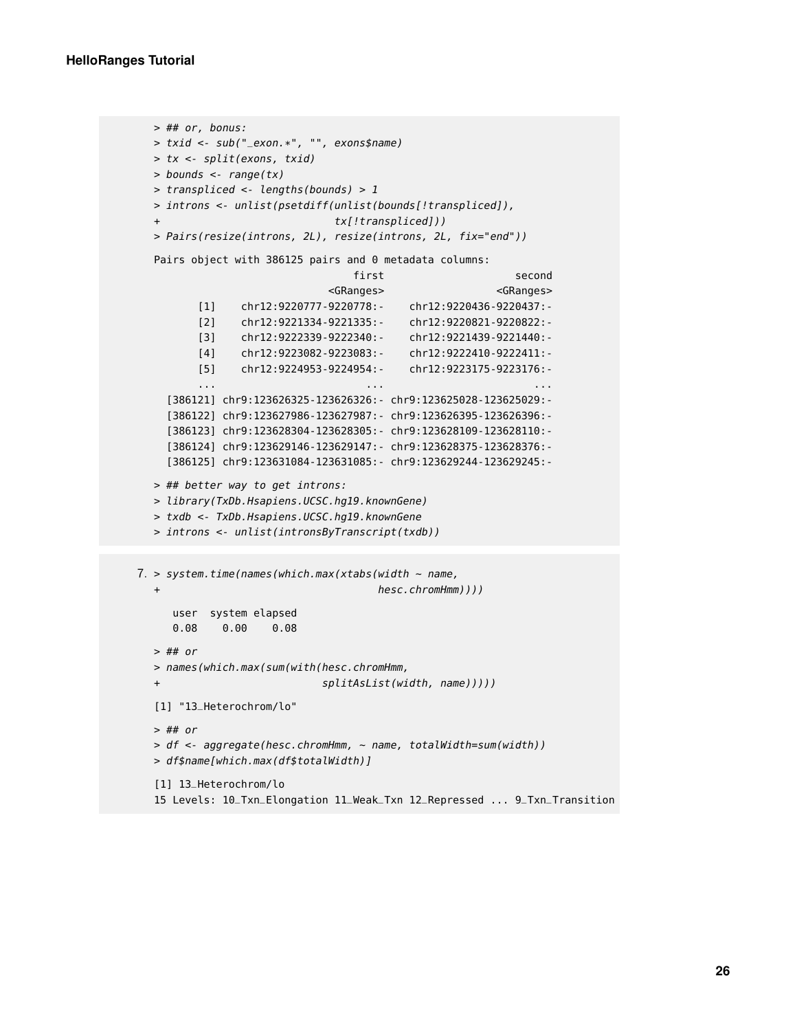```
> ## or, bonus:
> txid <- sub("_exon.*", "", exons$name)
> tx <- split(exons, txid)
> bounds <- range(tx)
> transpliced <- lengths(bounds) > 1
> introns <- unlist(psetdiff(unlist(bounds[!transpliced]),
+                            tx[!transpliced]))
> Pairs(resize(introns, 2L), resize(introns, 2L, fix="end"))

Pairs object with 386125 pairs and 0 metadata columns:
                              first                    second
                          <GRanges>                 <GRanges>
       [1]    chr12:9220777-9220778:-    chr12:9220436-9220437:-
       [2]    chr12:9221334-9221335:-    chr12:9220821-9220822:-
       [3]    chr12:9222339-9222340:-    chr12:9221439-9221440:-
       [4]    chr12:9223082-9223083:-    chr12:9222410-9222411:-
       [5]    chr12:9224953-9224954:-    chr12:9223175-9223176:-
       ...                        ...                        ...
  [386121] chr9:123626325-123626326:- chr9:123625028-123625029:-
  [386122] chr9:123627986-123627987:- chr9:123626395-123626396:-
  [386123] chr9:123628304-123628305:- chr9:123628109-123628110:-
  [386124] chr9:123629146-123629147:- chr9:123628375-123628376:-
  [386125] chr9:123631084-123631085:- chr9:123629244-123629245:-

> ## better way to get introns:
> library(TxDb.Hsapiens.UCSC.hg19.knownGene)
> txdb <- TxDb.Hsapiens.UCSC.hg19.knownGene
> introns <- unlist(intronsByTranscript(txdb))
```

7.
```
> system.time(names(which.max(xtabs(width ~ name,
+                                   hesc.chromHmm))))

   user  system elapsed
   0.08    0.00    0.08

> ## or
> names(which.max(sum(with(hesc.chromHmm,
+                          splitAsList(width, name)))))

[1] "13_Heterochrom/lo"

> ## or
> df <- aggregate(hesc.chromHmm, ~ name, totalWidth=sum(width))
> df$name[which.max(df$totalWidth)]

[1] 13_Heterochrom/lo
15 Levels: 10_Txn_Elongation 11_Weak_Txn 12_Repressed ... 9_Txn_Transition
```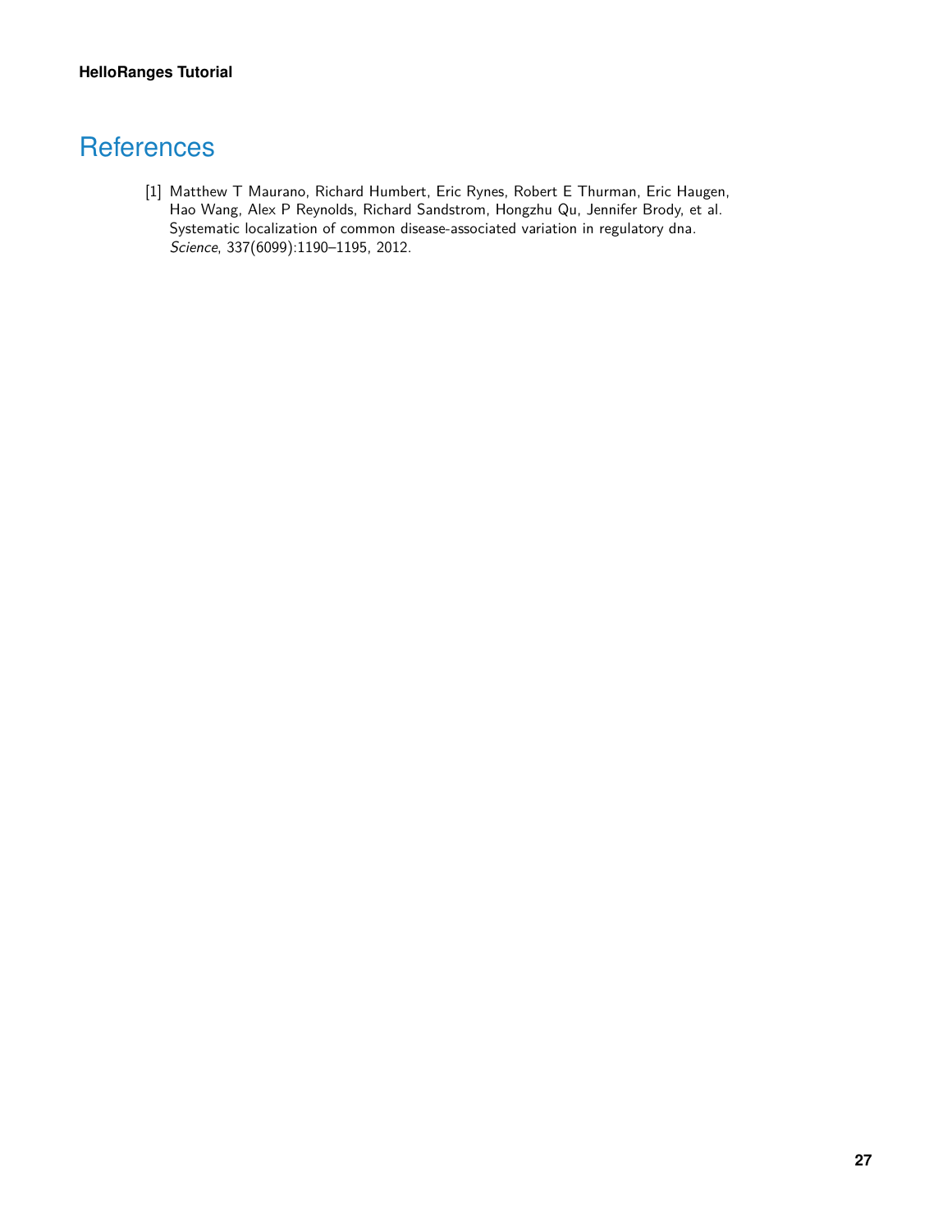# References

[1] Matthew T Maurano, Richard Humbert, Eric Rynes, Robert E Thurman, Eric Haugen, Hao Wang, Alex P Reynolds, Richard Sandstrom, Hongzhu Qu, Jennifer Brody, et al. Systematic localization of common disease-associated variation in regulatory dna. *Science*, 337(6099):1190–1195, 2012.